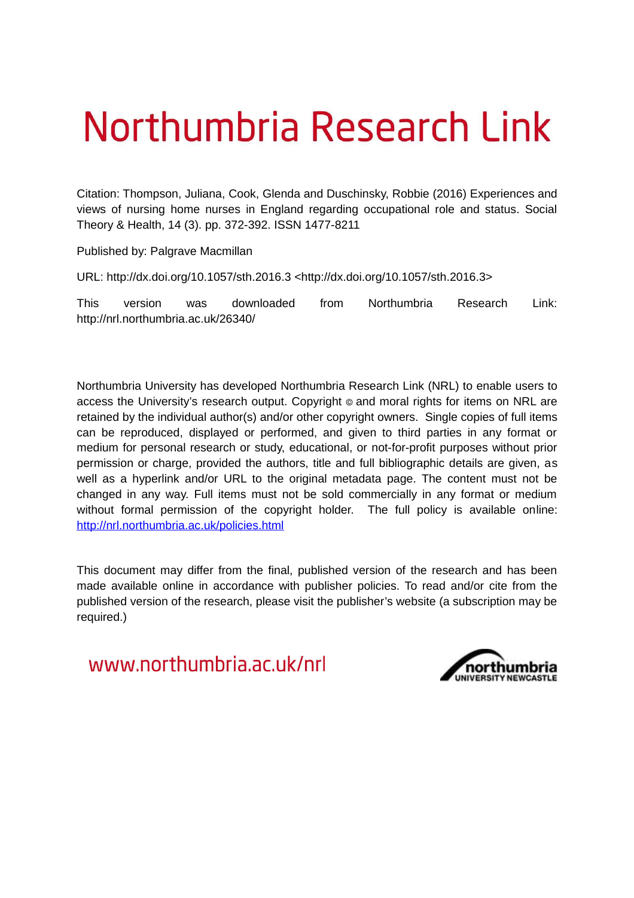# Northumbria Research Link

Citation: Thompson, Juliana, Cook, Glenda and Duschinsky, Robbie (2016) Experiences and views of nursing home nurses in England regarding occupational role and status. Social Theory & Health, 14 (3). pp. 372-392. ISSN 1477-8211

Published by: Palgrave Macmillan

URL: http://dx.doi.org/10.1057/sth.2016.3 <http://dx.doi.org/10.1057/sth.2016.3>

This version was downloaded from Northumbria Research Link: http://nrl.northumbria.ac.uk/26340/

Northumbria University has developed Northumbria Research Link (NRL) to enable users to access the University's research output. Copyright © and moral rights for items on NRL are retained by the individual author(s) and/or other copyright owners. Single copies of full items can be reproduced, displayed or performed, and given to third parties in any format or medium for personal research or study, educational, or not-for-profit purposes without prior permission or charge, provided the authors, title and full bibliographic details are given, as well as a hyperlink and/or URL to the original metadata page. The content must not be changed in any way. Full items must not be sold commercially in any format or medium without formal permission of the copyright holder. The full policy is available online: http://nrl.northumbria.ac.uk/policies.html

This document may differ from the final, published version of the research and has been made available online in accordance with publisher policies. To read and/or cite from the published version of the research, please visit the publisher's website (a subscription may be required.)

www.northumbria.ac.uk/nrl

northumbria
UNIVERSITY NEWCASTLE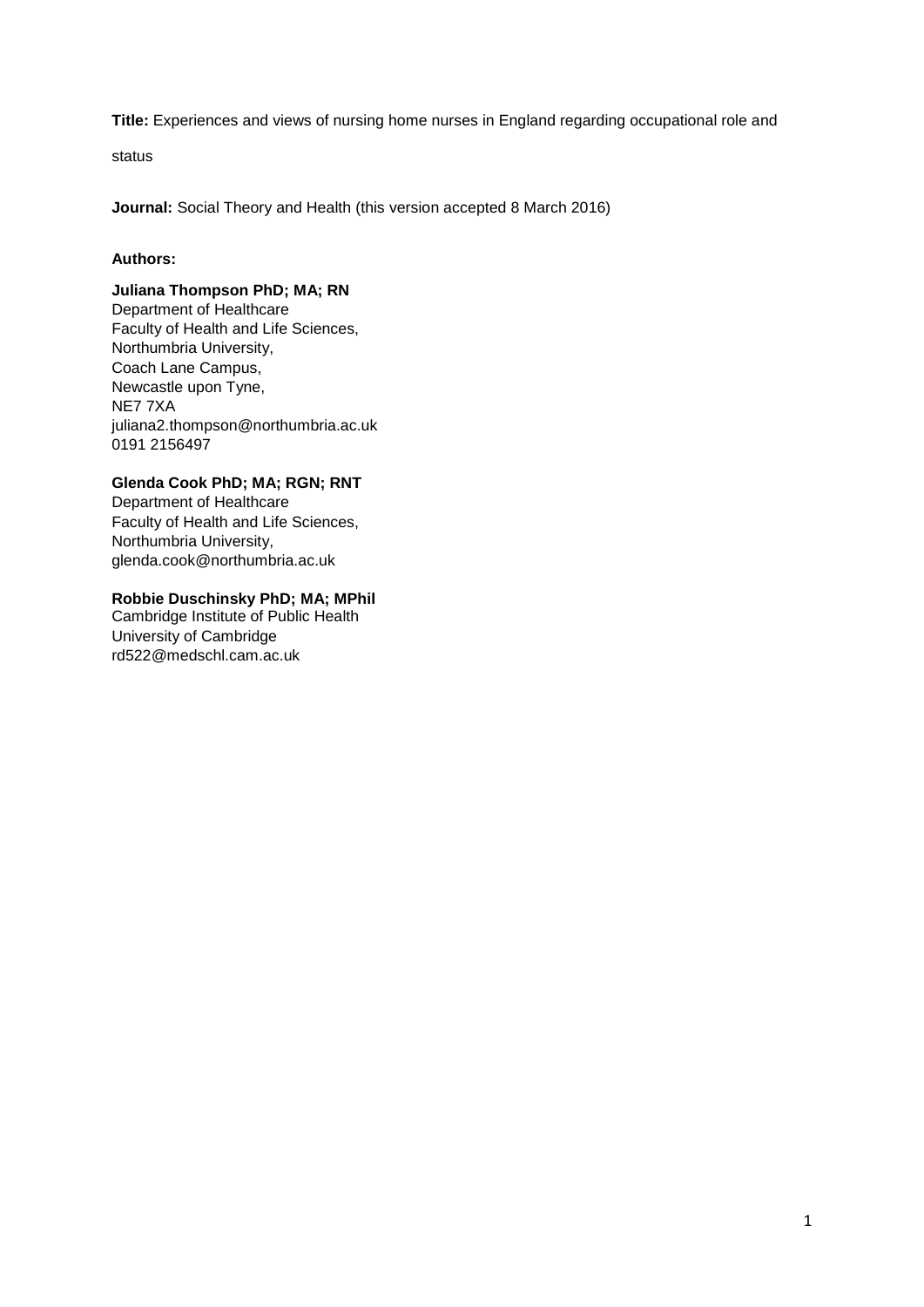**Title:** Experiences and views of nursing home nurses in England regarding occupational role and status

**Journal:** Social Theory and Health (this version accepted 8 March 2016)

**Authors:**

**Juliana Thompson PhD; MA; RN**
Department of Healthcare
Faculty of Health and Life Sciences,
Northumbria University,
Coach Lane Campus,
Newcastle upon Tyne,
NE7 7XA
juliana2.thompson@northumbria.ac.uk
0191 2156497

**Glenda Cook PhD; MA; RGN; RNT**
Department of Healthcare
Faculty of Health and Life Sciences,
Northumbria University,
glenda.cook@northumbria.ac.uk

**Robbie Duschinsky PhD; MA; MPhil**
Cambridge Institute of Public Health
University of Cambridge
rd522@medschl.cam.ac.uk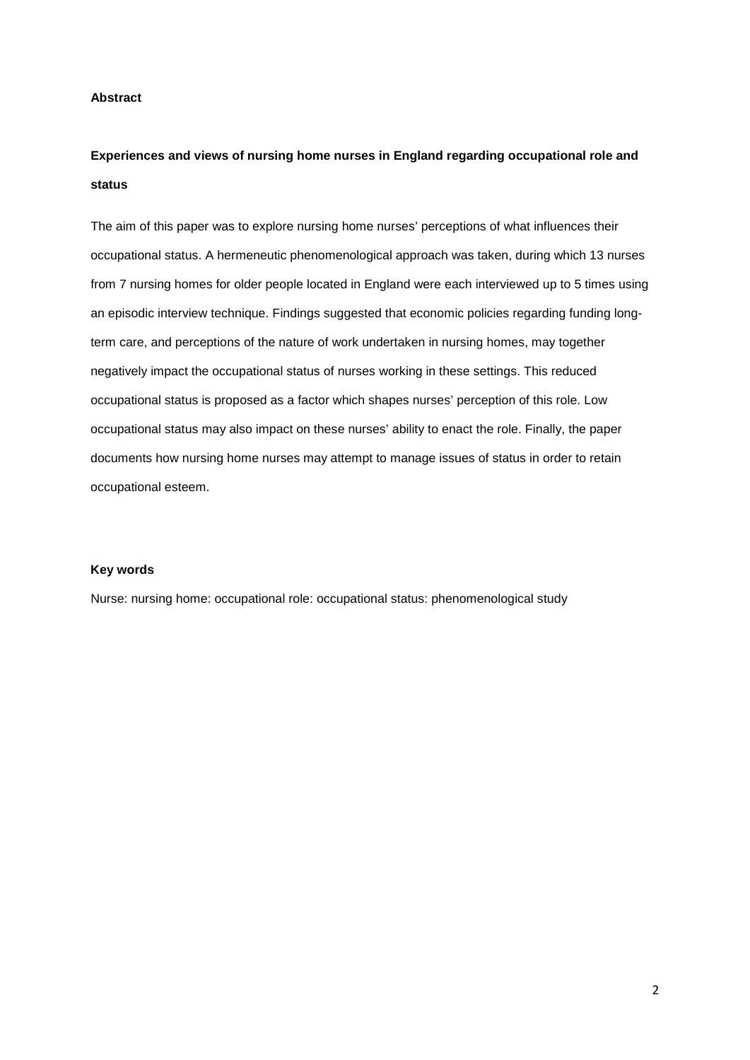**Abstract**

**Experiences and views of nursing home nurses in England regarding occupational role and status**

The aim of this paper was to explore nursing home nurses' perceptions of what influences their occupational status. A hermeneutic phenomenological approach was taken, during which 13 nurses from 7 nursing homes for older people located in England were each interviewed up to 5 times using an episodic interview technique. Findings suggested that economic policies regarding funding long-term care, and perceptions of the nature of work undertaken in nursing homes, may together negatively impact the occupational status of nurses working in these settings. This reduced occupational status is proposed as a factor which shapes nurses' perception of this role. Low occupational status may also impact on these nurses' ability to enact the role. Finally, the paper documents how nursing home nurses may attempt to manage issues of status in order to retain occupational esteem.

**Key words**

Nurse: nursing home: occupational role: occupational status: phenomenological study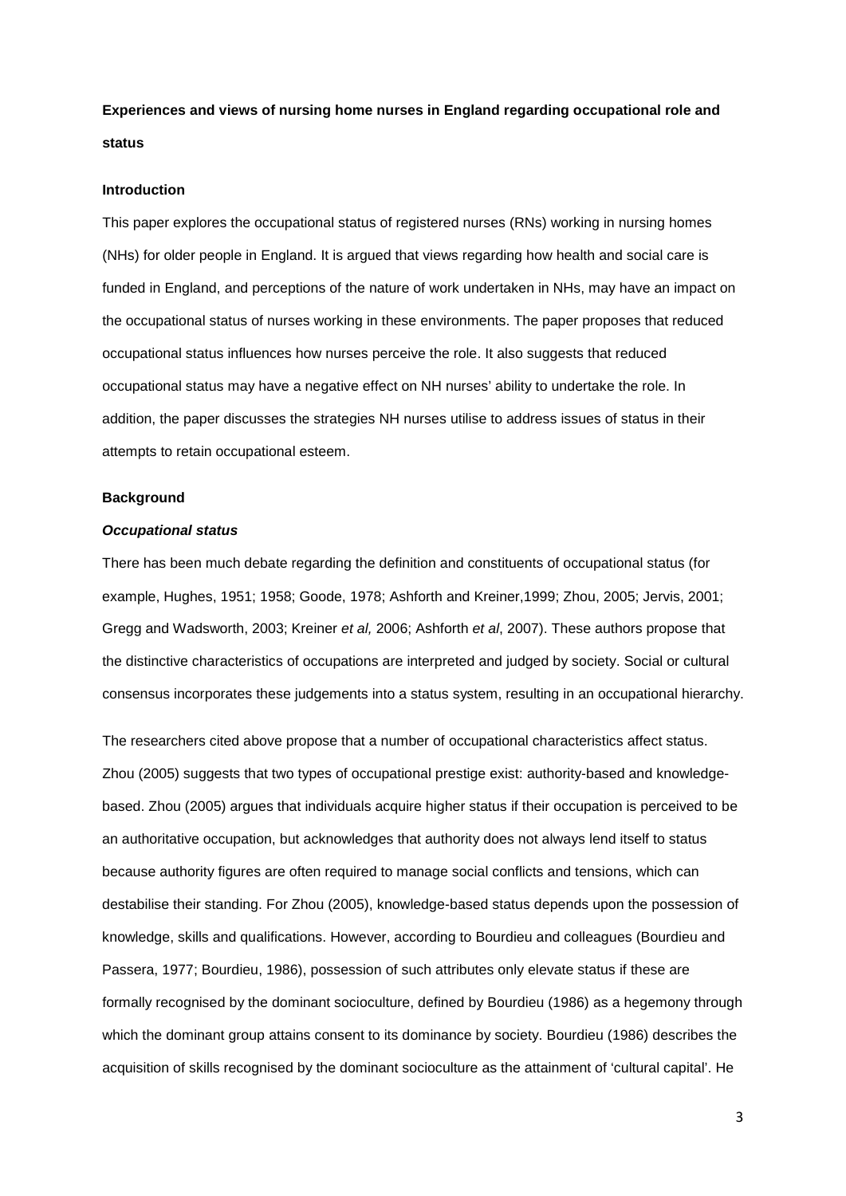**Experiences and views of nursing home nurses in England regarding occupational role and status**

## Introduction

This paper explores the occupational status of registered nurses (RNs) working in nursing homes (NHs) for older people in England. It is argued that views regarding how health and social care is funded in England, and perceptions of the nature of work undertaken in NHs, may have an impact on the occupational status of nurses working in these environments. The paper proposes that reduced occupational status influences how nurses perceive the role. It also suggests that reduced occupational status may have a negative effect on NH nurses' ability to undertake the role. In addition, the paper discusses the strategies NH nurses utilise to address issues of status in their attempts to retain occupational esteem.

## Background

### *Occupational status*

There has been much debate regarding the definition and constituents of occupational status (for example, Hughes, 1951; 1958; Goode, 1978; Ashforth and Kreiner,1999; Zhou, 2005; Jervis, 2001; Gregg and Wadsworth, 2003; Kreiner *et al,* 2006; Ashforth *et al*, 2007). These authors propose that the distinctive characteristics of occupations are interpreted and judged by society. Social or cultural consensus incorporates these judgements into a status system, resulting in an occupational hierarchy.

The researchers cited above propose that a number of occupational characteristics affect status. Zhou (2005) suggests that two types of occupational prestige exist: authority-based and knowledge-based. Zhou (2005) argues that individuals acquire higher status if their occupation is perceived to be an authoritative occupation, but acknowledges that authority does not always lend itself to status because authority figures are often required to manage social conflicts and tensions, which can destabilise their standing. For Zhou (2005), knowledge-based status depends upon the possession of knowledge, skills and qualifications. However, according to Bourdieu and colleagues (Bourdieu and Passera, 1977; Bourdieu, 1986), possession of such attributes only elevate status if these are formally recognised by the dominant socioculture, defined by Bourdieu (1986) as a hegemony through which the dominant group attains consent to its dominance by society. Bourdieu (1986) describes the acquisition of skills recognised by the dominant socioculture as the attainment of 'cultural capital'. He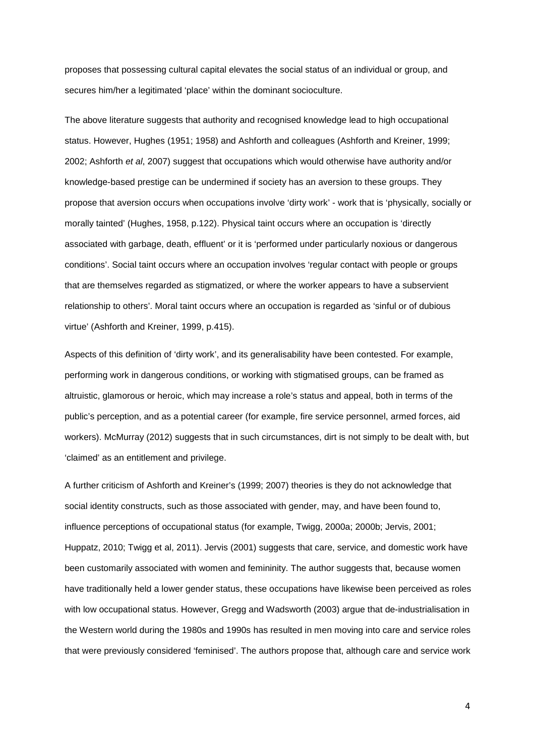proposes that possessing cultural capital elevates the social status of an individual or group, and secures him/her a legitimated 'place' within the dominant socioculture.

The above literature suggests that authority and recognised knowledge lead to high occupational status. However, Hughes (1951; 1958) and Ashforth and colleagues (Ashforth and Kreiner, 1999; 2002; Ashforth *et al*, 2007) suggest that occupations which would otherwise have authority and/or knowledge-based prestige can be undermined if society has an aversion to these groups. They propose that aversion occurs when occupations involve 'dirty work' - work that is 'physically, socially or morally tainted' (Hughes, 1958, p.122). Physical taint occurs where an occupation is 'directly associated with garbage, death, effluent' or it is 'performed under particularly noxious or dangerous conditions'. Social taint occurs where an occupation involves 'regular contact with people or groups that are themselves regarded as stigmatized, or where the worker appears to have a subservient relationship to others'. Moral taint occurs where an occupation is regarded as 'sinful or of dubious virtue' (Ashforth and Kreiner, 1999, p.415).

Aspects of this definition of 'dirty work', and its generalisability have been contested. For example, performing work in dangerous conditions, or working with stigmatised groups, can be framed as altruistic, glamorous or heroic, which may increase a role's status and appeal, both in terms of the public's perception, and as a potential career (for example, fire service personnel, armed forces, aid workers). McMurray (2012) suggests that in such circumstances, dirt is not simply to be dealt with, but 'claimed' as an entitlement and privilege.

A further criticism of Ashforth and Kreiner's (1999; 2007) theories is they do not acknowledge that social identity constructs, such as those associated with gender, may, and have been found to, influence perceptions of occupational status (for example, Twigg, 2000a; 2000b; Jervis, 2001; Huppatz, 2010; Twigg et al, 2011). Jervis (2001) suggests that care, service, and domestic work have been customarily associated with women and femininity. The author suggests that, because women have traditionally held a lower gender status, these occupations have likewise been perceived as roles with low occupational status. However, Gregg and Wadsworth (2003) argue that de-industrialisation in the Western world during the 1980s and 1990s has resulted in men moving into care and service roles that were previously considered 'feminised'. The authors propose that, although care and service work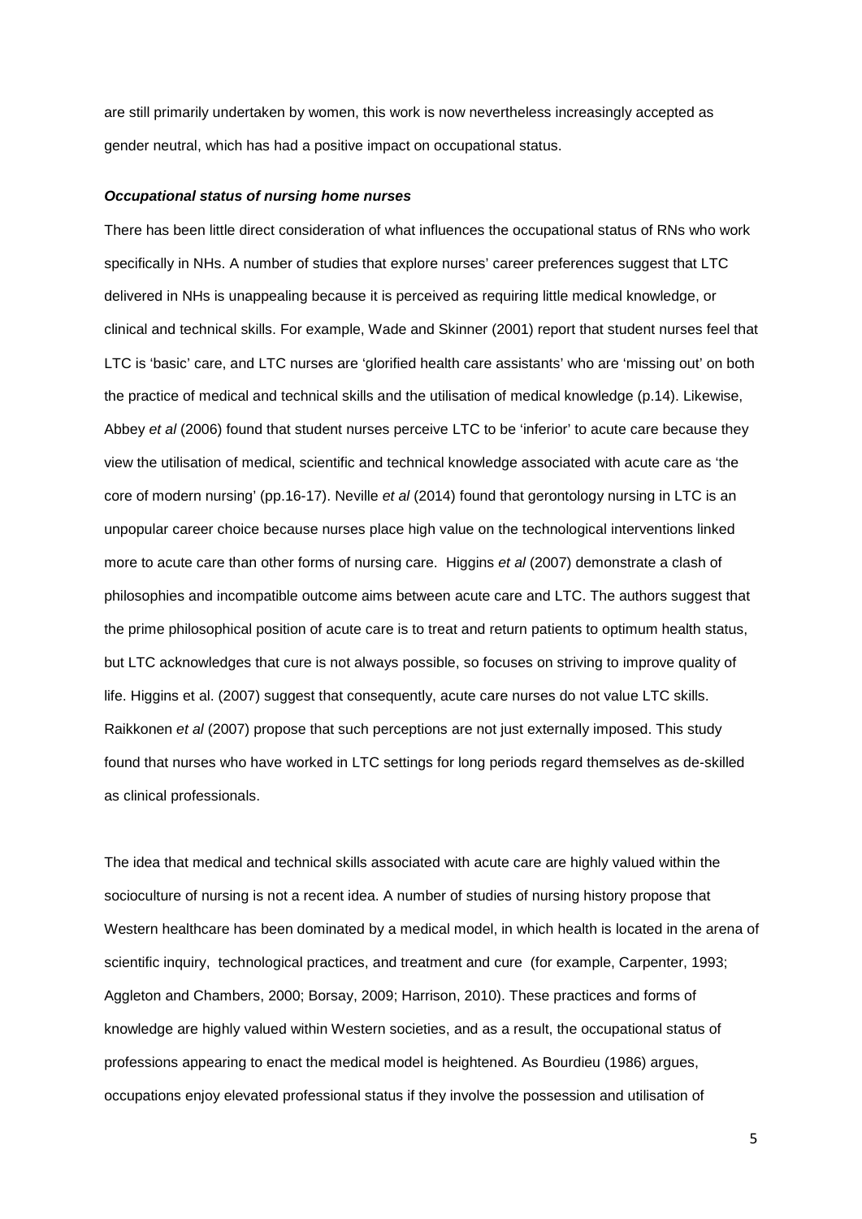are still primarily undertaken by women, this work is now nevertheless increasingly accepted as gender neutral, which has had a positive impact on occupational status.

### *Occupational status of nursing home nurses*

There has been little direct consideration of what influences the occupational status of RNs who work specifically in NHs. A number of studies that explore nurses' career preferences suggest that LTC delivered in NHs is unappealing because it is perceived as requiring little medical knowledge, or clinical and technical skills. For example, Wade and Skinner (2001) report that student nurses feel that LTC is 'basic' care, and LTC nurses are 'glorified health care assistants' who are 'missing out' on both the practice of medical and technical skills and the utilisation of medical knowledge (p.14). Likewise, Abbey *et al* (2006) found that student nurses perceive LTC to be 'inferior' to acute care because they view the utilisation of medical, scientific and technical knowledge associated with acute care as 'the core of modern nursing' (pp.16-17). Neville *et al* (2014) found that gerontology nursing in LTC is an unpopular career choice because nurses place high value on the technological interventions linked more to acute care than other forms of nursing care. Higgins *et al* (2007) demonstrate a clash of philosophies and incompatible outcome aims between acute care and LTC. The authors suggest that the prime philosophical position of acute care is to treat and return patients to optimum health status, but LTC acknowledges that cure is not always possible, so focuses on striving to improve quality of life. Higgins et al. (2007) suggest that consequently, acute care nurses do not value LTC skills. Raikkonen *et al* (2007) propose that such perceptions are not just externally imposed. This study found that nurses who have worked in LTC settings for long periods regard themselves as de-skilled as clinical professionals.

The idea that medical and technical skills associated with acute care are highly valued within the socioculture of nursing is not a recent idea. A number of studies of nursing history propose that Western healthcare has been dominated by a medical model, in which health is located in the arena of scientific inquiry, technological practices, and treatment and cure (for example, Carpenter, 1993; Aggleton and Chambers, 2000; Borsay, 2009; Harrison, 2010). These practices and forms of knowledge are highly valued within Western societies, and as a result, the occupational status of professions appearing to enact the medical model is heightened. As Bourdieu (1986) argues, occupations enjoy elevated professional status if they involve the possession and utilisation of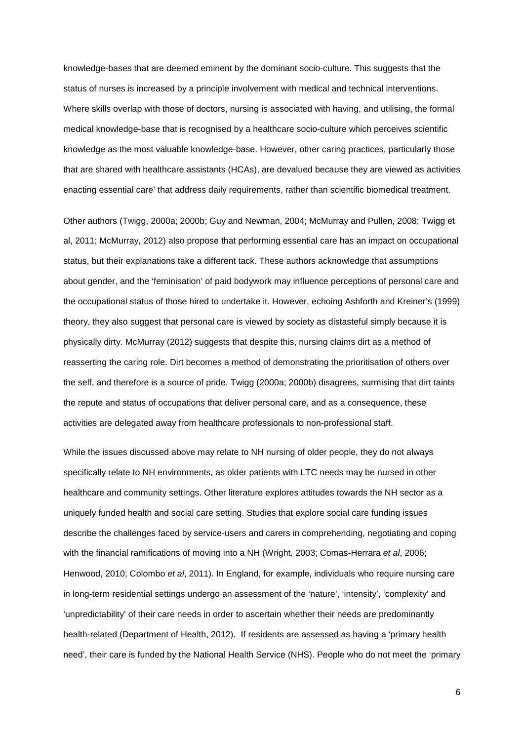knowledge-bases that are deemed eminent by the dominant socio-culture. This suggests that the status of nurses is increased by a principle involvement with medical and technical interventions. Where skills overlap with those of doctors, nursing is associated with having, and utilising, the formal medical knowledge-base that is recognised by a healthcare socio-culture which perceives scientific knowledge as the most valuable knowledge-base. However, other caring practices, particularly those that are shared with healthcare assistants (HCAs), are devalued because they are viewed as activities enacting essential care' that address daily requirements, rather than scientific biomedical treatment.

Other authors (Twigg, 2000a; 2000b; Guy and Newman, 2004; McMurray and Pullen, 2008; Twigg et al, 2011; McMurray, 2012) also propose that performing essential care has an impact on occupational status, but their explanations take a different tack. These authors acknowledge that assumptions about gender, and the 'feminisation' of paid bodywork may influence perceptions of personal care and the occupational status of those hired to undertake it. However, echoing Ashforth and Kreiner's (1999) theory, they also suggest that personal care is viewed by society as distasteful simply because it is physically dirty. McMurray (2012) suggests that despite this, nursing claims dirt as a method of reasserting the caring role. Dirt becomes a method of demonstrating the prioritisation of others over the self, and therefore is a source of pride. Twigg (2000a; 2000b) disagrees, surmising that dirt taints the repute and status of occupations that deliver personal care, and as a consequence, these activities are delegated away from healthcare professionals to non-professional staff.

While the issues discussed above may relate to NH nursing of older people, they do not always specifically relate to NH environments, as older patients with LTC needs may be nursed in other healthcare and community settings. Other literature explores attitudes towards the NH sector as a uniquely funded health and social care setting. Studies that explore social care funding issues describe the challenges faced by service-users and carers in comprehending, negotiating and coping with the financial ramifications of moving into a NH (Wright, 2003; Comas-Herrara *et al*, 2006; Henwood, 2010; Colombo *et al*, 2011). In England, for example, individuals who require nursing care in long-term residential settings undergo an assessment of the 'nature', 'intensity', 'complexity' and 'unpredictability' of their care needs in order to ascertain whether their needs are predominantly health-related (Department of Health, 2012). If residents are assessed as having a 'primary health need', their care is funded by the National Health Service (NHS). People who do not meet the 'primary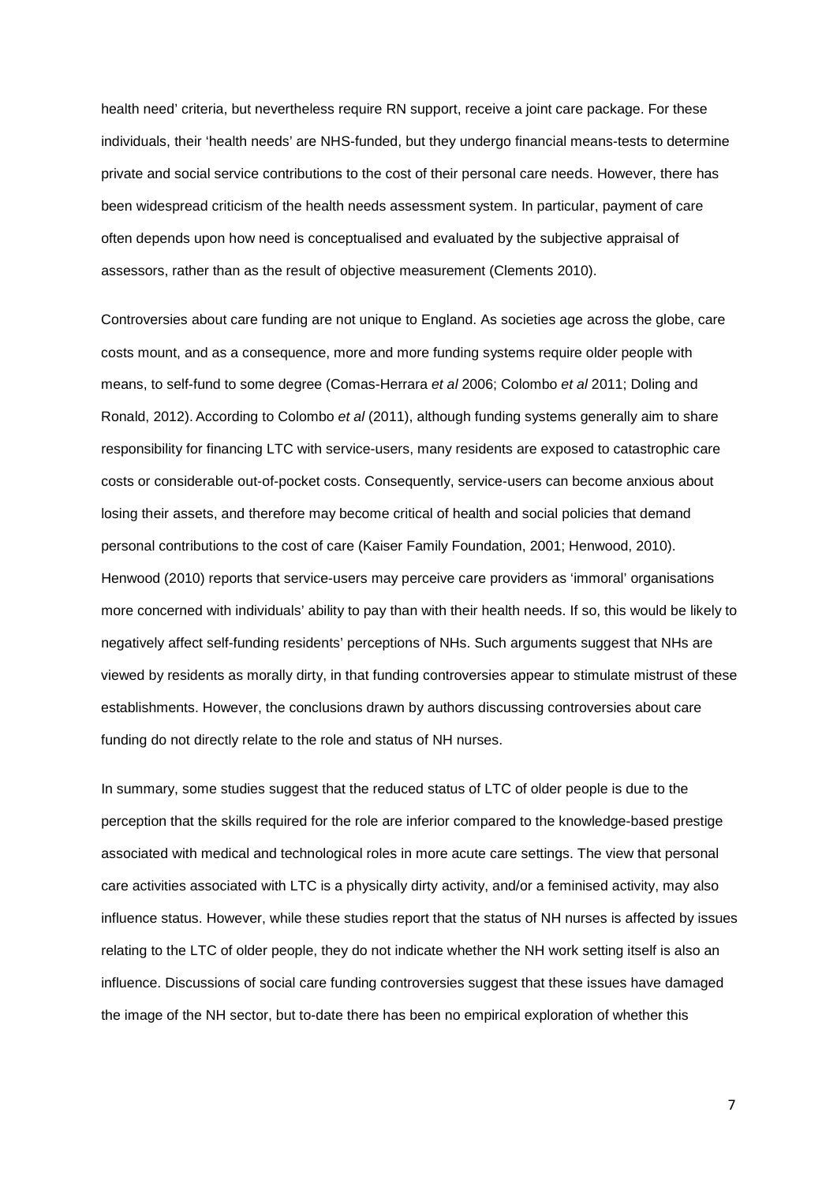health need' criteria, but nevertheless require RN support, receive a joint care package. For these individuals, their 'health needs' are NHS-funded, but they undergo financial means-tests to determine private and social service contributions to the cost of their personal care needs. However, there has been widespread criticism of the health needs assessment system. In particular, payment of care often depends upon how need is conceptualised and evaluated by the subjective appraisal of assessors, rather than as the result of objective measurement (Clements 2010).

Controversies about care funding are not unique to England. As societies age across the globe, care costs mount, and as a consequence, more and more funding systems require older people with means, to self-fund to some degree (Comas-Herrara *et al* 2006; Colombo *et al* 2011; Doling and Ronald, 2012). According to Colombo *et al* (2011), although funding systems generally aim to share responsibility for financing LTC with service-users, many residents are exposed to catastrophic care costs or considerable out-of-pocket costs. Consequently, service-users can become anxious about losing their assets, and therefore may become critical of health and social policies that demand personal contributions to the cost of care (Kaiser Family Foundation, 2001; Henwood, 2010). Henwood (2010) reports that service-users may perceive care providers as 'immoral' organisations more concerned with individuals' ability to pay than with their health needs. If so, this would be likely to negatively affect self-funding residents' perceptions of NHs. Such arguments suggest that NHs are viewed by residents as morally dirty, in that funding controversies appear to stimulate mistrust of these establishments. However, the conclusions drawn by authors discussing controversies about care funding do not directly relate to the role and status of NH nurses.

In summary, some studies suggest that the reduced status of LTC of older people is due to the perception that the skills required for the role are inferior compared to the knowledge-based prestige associated with medical and technological roles in more acute care settings. The view that personal care activities associated with LTC is a physically dirty activity, and/or a feminised activity, may also influence status. However, while these studies report that the status of NH nurses is affected by issues relating to the LTC of older people, they do not indicate whether the NH work setting itself is also an influence. Discussions of social care funding controversies suggest that these issues have damaged the image of the NH sector, but to-date there has been no empirical exploration of whether this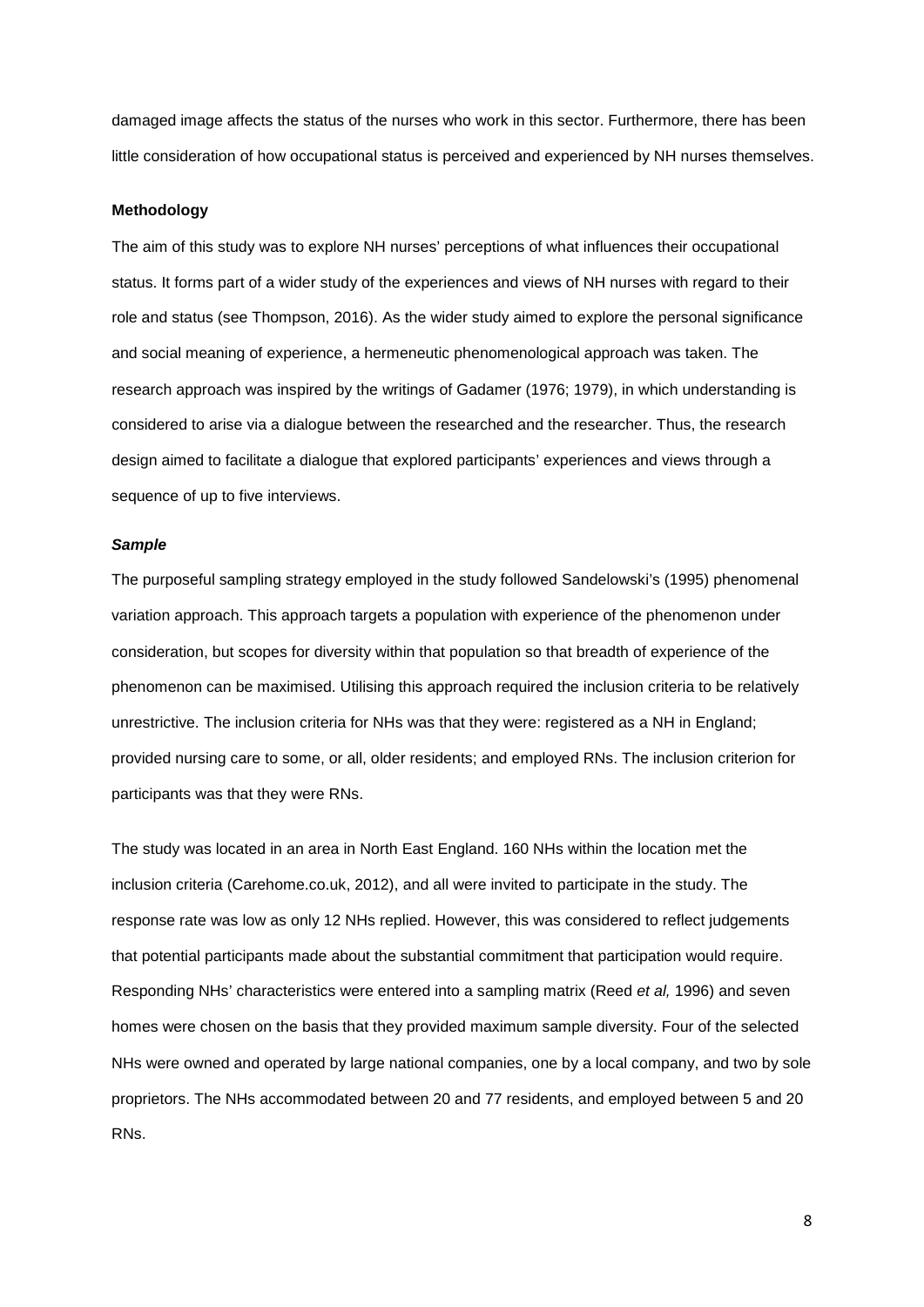damaged image affects the status of the nurses who work in this sector. Furthermore, there has been little consideration of how occupational status is perceived and experienced by NH nurses themselves.

**Methodology**

The aim of this study was to explore NH nurses' perceptions of what influences their occupational status. It forms part of a wider study of the experiences and views of NH nurses with regard to their role and status (see Thompson, 2016). As the wider study aimed to explore the personal significance and social meaning of experience, a hermeneutic phenomenological approach was taken. The research approach was inspired by the writings of Gadamer (1976; 1979), in which understanding is considered to arise via a dialogue between the researched and the researcher. Thus, the research design aimed to facilitate a dialogue that explored participants' experiences and views through a sequence of up to five interviews.

***Sample***

The purposeful sampling strategy employed in the study followed Sandelowski's (1995) phenomenal variation approach. This approach targets a population with experience of the phenomenon under consideration, but scopes for diversity within that population so that breadth of experience of the phenomenon can be maximised. Utilising this approach required the inclusion criteria to be relatively unrestrictive. The inclusion criteria for NHs was that they were: registered as a NH in England; provided nursing care to some, or all, older residents; and employed RNs. The inclusion criterion for participants was that they were RNs.

The study was located in an area in North East England. 160 NHs within the location met the inclusion criteria (Carehome.co.uk, 2012), and all were invited to participate in the study. The response rate was low as only 12 NHs replied. However, this was considered to reflect judgements that potential participants made about the substantial commitment that participation would require. Responding NHs' characteristics were entered into a sampling matrix (Reed *et al,* 1996) and seven homes were chosen on the basis that they provided maximum sample diversity. Four of the selected NHs were owned and operated by large national companies, one by a local company, and two by sole proprietors. The NHs accommodated between 20 and 77 residents, and employed between 5 and 20 RNs.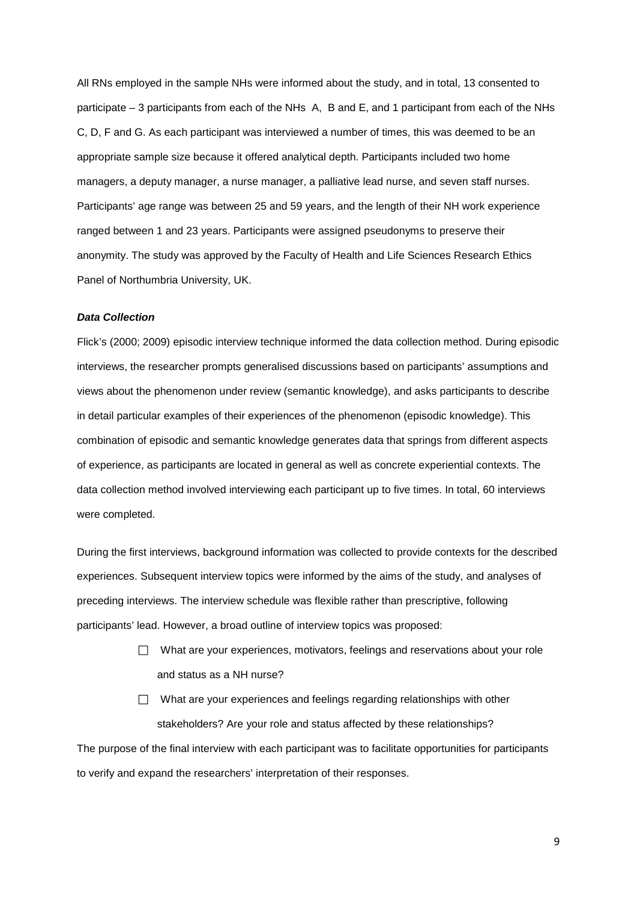All RNs employed in the sample NHs were informed about the study, and in total, 13 consented to participate – 3 participants from each of the NHs A, B and E, and 1 participant from each of the NHs C, D, F and G. As each participant was interviewed a number of times, this was deemed to be an appropriate sample size because it offered analytical depth. Participants included two home managers, a deputy manager, a nurse manager, a palliative lead nurse, and seven staff nurses. Participants' age range was between 25 and 59 years, and the length of their NH work experience ranged between 1 and 23 years. Participants were assigned pseudonyms to preserve their anonymity. The study was approved by the Faculty of Health and Life Sciences Research Ethics Panel of Northumbria University, UK.

***Data Collection***

Flick's (2000; 2009) episodic interview technique informed the data collection method. During episodic interviews, the researcher prompts generalised discussions based on participants' assumptions and views about the phenomenon under review (semantic knowledge), and asks participants to describe in detail particular examples of their experiences of the phenomenon (episodic knowledge). This combination of episodic and semantic knowledge generates data that springs from different aspects of experience, as participants are located in general as well as concrete experiential contexts. The data collection method involved interviewing each participant up to five times. In total, 60 interviews were completed.

During the first interviews, background information was collected to provide contexts for the described experiences. Subsequent interview topics were informed by the aims of the study, and analyses of preceding interviews. The interview schedule was flexible rather than prescriptive, following participants' lead. However, a broad outline of interview topics was proposed:

- What are your experiences, motivators, feelings and reservations about your role and status as a NH nurse?
- What are your experiences and feelings regarding relationships with other stakeholders? Are your role and status affected by these relationships?

The purpose of the final interview with each participant was to facilitate opportunities for participants to verify and expand the researchers' interpretation of their responses.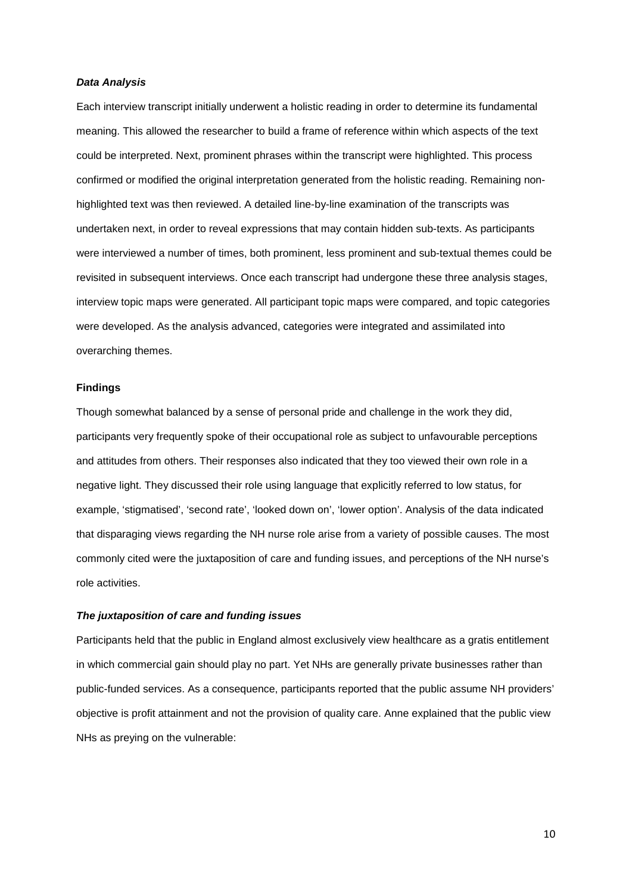### *Data Analysis*

Each interview transcript initially underwent a holistic reading in order to determine its fundamental meaning. This allowed the researcher to build a frame of reference within which aspects of the text could be interpreted. Next, prominent phrases within the transcript were highlighted. This process confirmed or modified the original interpretation generated from the holistic reading. Remaining non-highlighted text was then reviewed. A detailed line-by-line examination of the transcripts was undertaken next, in order to reveal expressions that may contain hidden sub-texts. As participants were interviewed a number of times, both prominent, less prominent and sub-textual themes could be revisited in subsequent interviews. Once each transcript had undergone these three analysis stages, interview topic maps were generated. All participant topic maps were compared, and topic categories were developed. As the analysis advanced, categories were integrated and assimilated into overarching themes.

## Findings

Though somewhat balanced by a sense of personal pride and challenge in the work they did, participants very frequently spoke of their occupational role as subject to unfavourable perceptions and attitudes from others. Their responses also indicated that they too viewed their own role in a negative light. They discussed their role using language that explicitly referred to low status, for example, 'stigmatised', 'second rate', 'looked down on', 'lower option'. Analysis of the data indicated that disparaging views regarding the NH nurse role arise from a variety of possible causes. The most commonly cited were the juxtaposition of care and funding issues, and perceptions of the NH nurse's role activities.

### *The juxtaposition of care and funding issues*

Participants held that the public in England almost exclusively view healthcare as a gratis entitlement in which commercial gain should play no part. Yet NHs are generally private businesses rather than public-funded services. As a consequence, participants reported that the public assume NH providers' objective is profit attainment and not the provision of quality care. Anne explained that the public view NHs as preying on the vulnerable: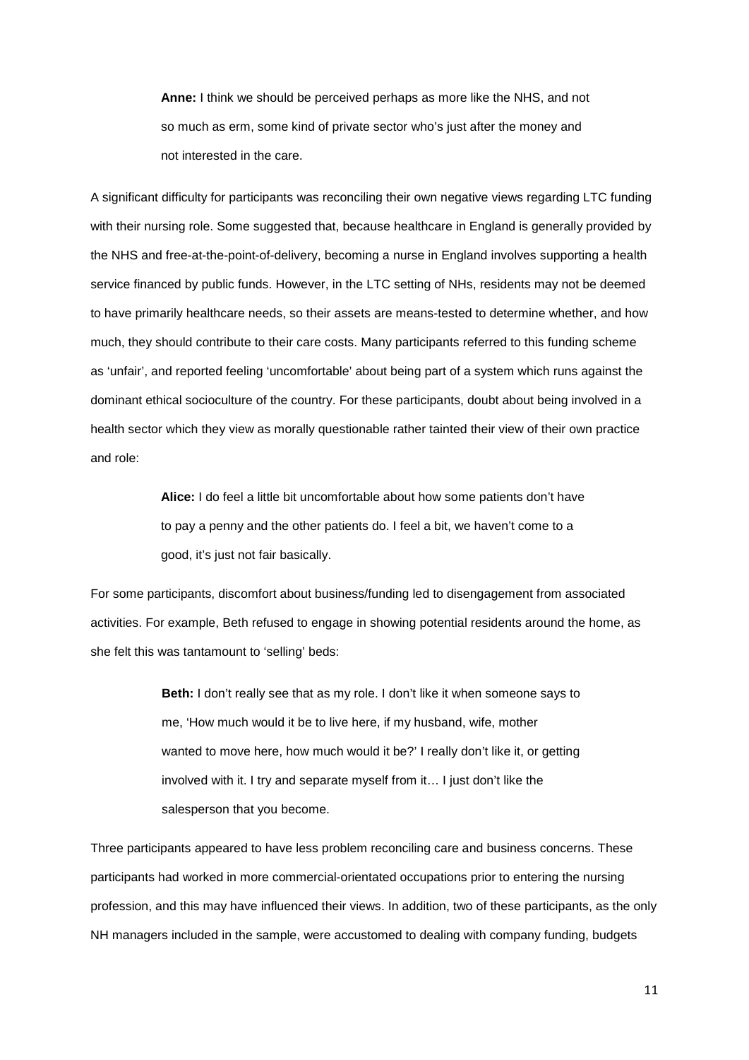> **Anne:** I think we should be perceived perhaps as more like the NHS, and not so much as erm, some kind of private sector who's just after the money and not interested in the care.

A significant difficulty for participants was reconciling their own negative views regarding LTC funding with their nursing role. Some suggested that, because healthcare in England is generally provided by the NHS and free-at-the-point-of-delivery, becoming a nurse in England involves supporting a health service financed by public funds. However, in the LTC setting of NHs, residents may not be deemed to have primarily healthcare needs, so their assets are means-tested to determine whether, and how much, they should contribute to their care costs. Many participants referred to this funding scheme as 'unfair', and reported feeling 'uncomfortable' about being part of a system which runs against the dominant ethical socioculture of the country. For these participants, doubt about being involved in a health sector which they view as morally questionable rather tainted their view of their own practice and role:

> **Alice:** I do feel a little bit uncomfortable about how some patients don't have to pay a penny and the other patients do. I feel a bit, we haven't come to a good, it's just not fair basically.

For some participants, discomfort about business/funding led to disengagement from associated activities. For example, Beth refused to engage in showing potential residents around the home, as she felt this was tantamount to 'selling' beds:

> **Beth:** I don't really see that as my role. I don't like it when someone says to me, 'How much would it be to live here, if my husband, wife, mother wanted to move here, how much would it be?' I really don't like it, or getting involved with it. I try and separate myself from it… I just don't like the salesperson that you become.

Three participants appeared to have less problem reconciling care and business concerns. These participants had worked in more commercial-orientated occupations prior to entering the nursing profession, and this may have influenced their views. In addition, two of these participants, as the only NH managers included in the sample, were accustomed to dealing with company funding, budgets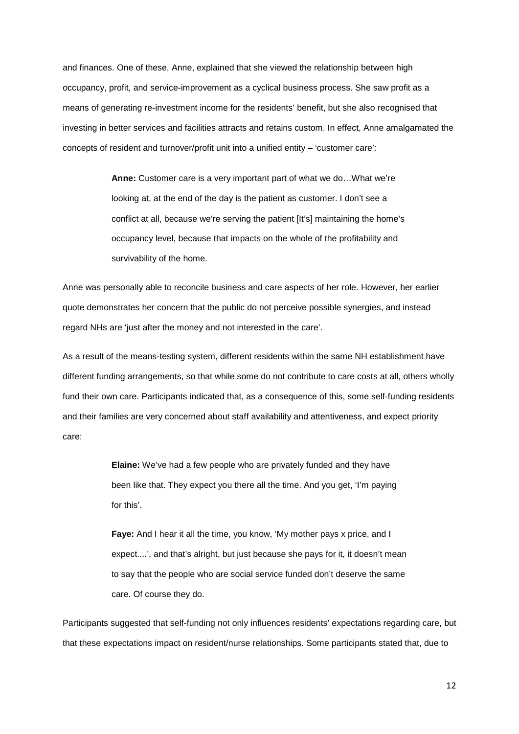and finances. One of these, Anne, explained that she viewed the relationship between high occupancy, profit, and service-improvement as a cyclical business process. She saw profit as a means of generating re-investment income for the residents' benefit, but she also recognised that investing in better services and facilities attracts and retains custom. In effect, Anne amalgamated the concepts of resident and turnover/profit unit into a unified entity – 'customer care':

> **Anne:** Customer care is a very important part of what we do…What we're looking at, at the end of the day is the patient as customer. I don't see a conflict at all, because we're serving the patient [It's] maintaining the home's occupancy level, because that impacts on the whole of the profitability and survivability of the home.

Anne was personally able to reconcile business and care aspects of her role. However, her earlier quote demonstrates her concern that the public do not perceive possible synergies, and instead regard NHs are 'just after the money and not interested in the care'.

As a result of the means-testing system, different residents within the same NH establishment have different funding arrangements, so that while some do not contribute to care costs at all, others wholly fund their own care. Participants indicated that, as a consequence of this, some self-funding residents and their families are very concerned about staff availability and attentiveness, and expect priority care:

> **Elaine:** We've had a few people who are privately funded and they have been like that. They expect you there all the time. And you get, 'I'm paying for this'.
>
> **Faye:** And I hear it all the time, you know, 'My mother pays x price, and I expect....', and that's alright, but just because she pays for it, it doesn't mean to say that the people who are social service funded don't deserve the same care. Of course they do.

Participants suggested that self-funding not only influences residents' expectations regarding care, but that these expectations impact on resident/nurse relationships. Some participants stated that, due to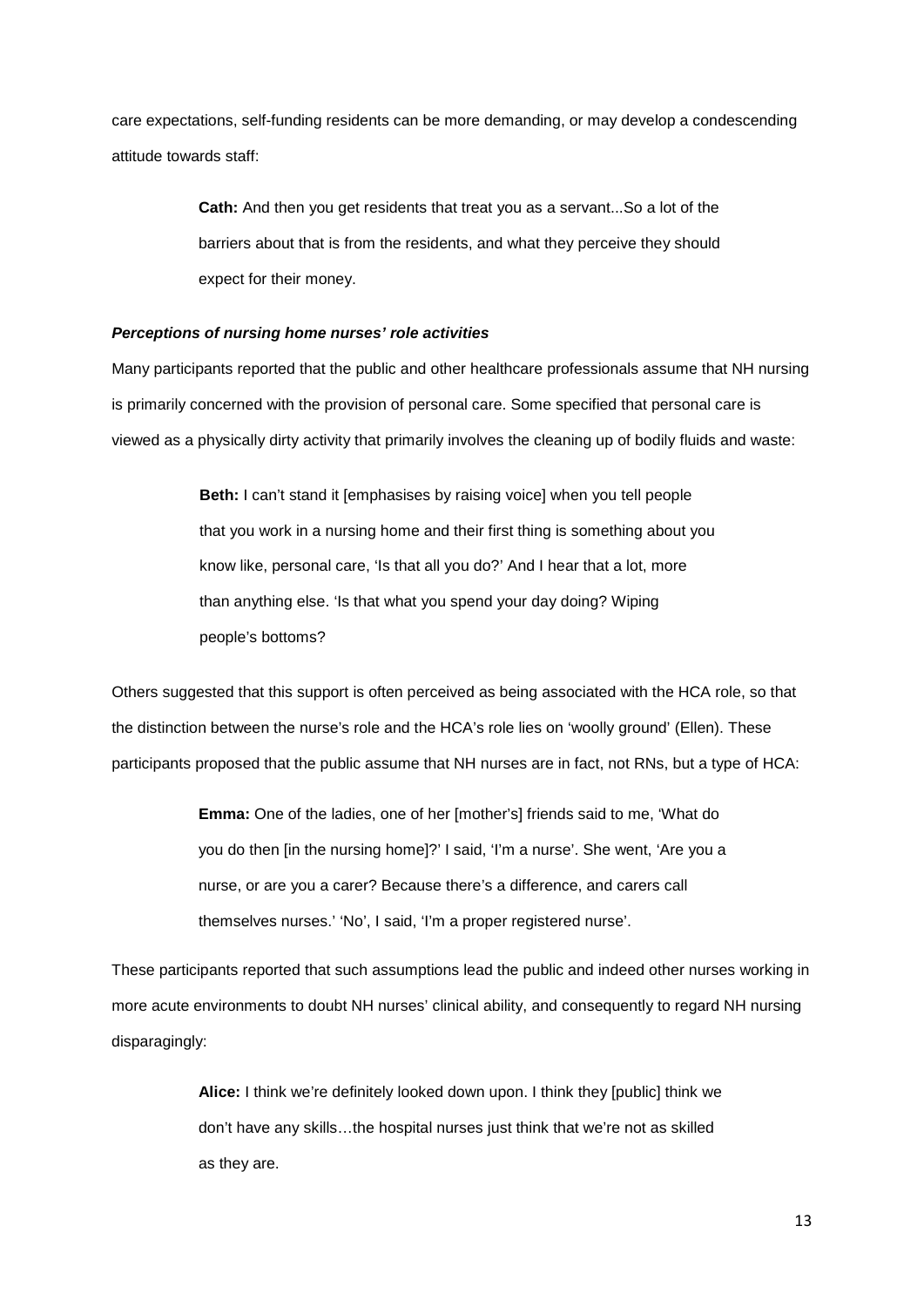care expectations, self-funding residents can be more demanding, or may develop a condescending attitude towards staff:

> **Cath:** And then you get residents that treat you as a servant...So a lot of the barriers about that is from the residents, and what they perceive they should expect for their money.

#### ***Perceptions of nursing home nurses' role activities***

Many participants reported that the public and other healthcare professionals assume that NH nursing is primarily concerned with the provision of personal care. Some specified that personal care is viewed as a physically dirty activity that primarily involves the cleaning up of bodily fluids and waste:

> **Beth:** I can't stand it [emphasises by raising voice] when you tell people that you work in a nursing home and their first thing is something about you know like, personal care, 'Is that all you do?' And I hear that a lot, more than anything else. 'Is that what you spend your day doing? Wiping people's bottoms?

Others suggested that this support is often perceived as being associated with the HCA role, so that the distinction between the nurse's role and the HCA's role lies on 'woolly ground' (Ellen). These participants proposed that the public assume that NH nurses are in fact, not RNs, but a type of HCA:

> **Emma:** One of the ladies, one of her [mother's] friends said to me, 'What do you do then [in the nursing home]?' I said, 'I'm a nurse'. She went, 'Are you a nurse, or are you a carer? Because there's a difference, and carers call themselves nurses.' 'No', I said, 'I'm a proper registered nurse'.

These participants reported that such assumptions lead the public and indeed other nurses working in more acute environments to doubt NH nurses' clinical ability, and consequently to regard NH nursing disparagingly:

> **Alice:** I think we're definitely looked down upon. I think they [public] think we don't have any skills…the hospital nurses just think that we're not as skilled as they are.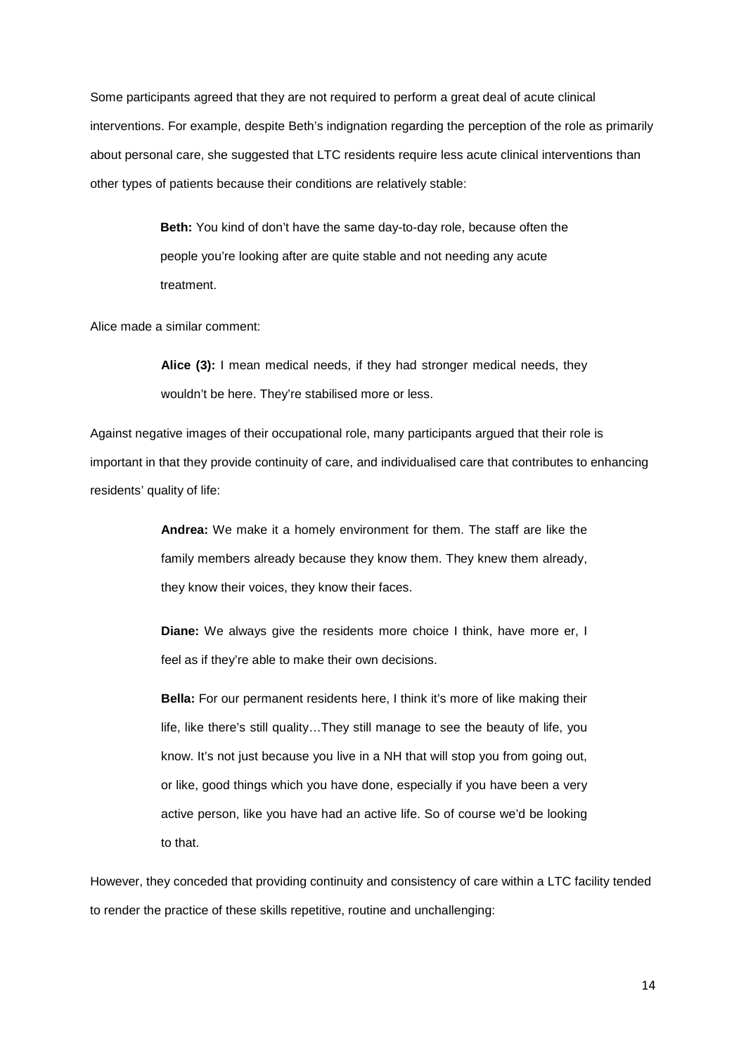Some participants agreed that they are not required to perform a great deal of acute clinical interventions. For example, despite Beth's indignation regarding the perception of the role as primarily about personal care, she suggested that LTC residents require less acute clinical interventions than other types of patients because their conditions are relatively stable:

> **Beth:** You kind of don't have the same day-to-day role, because often the people you're looking after are quite stable and not needing any acute treatment.

Alice made a similar comment:

> **Alice (3):** I mean medical needs, if they had stronger medical needs, they wouldn't be here. They're stabilised more or less.

Against negative images of their occupational role, many participants argued that their role is important in that they provide continuity of care, and individualised care that contributes to enhancing residents' quality of life:

> **Andrea:** We make it a homely environment for them. The staff are like the family members already because they know them. They knew them already, they know their voices, they know their faces.
>
> **Diane:** We always give the residents more choice I think, have more er, I feel as if they're able to make their own decisions.
>
> **Bella:** For our permanent residents here, I think it's more of like making their life, like there's still quality…They still manage to see the beauty of life, you know. It's not just because you live in a NH that will stop you from going out, or like, good things which you have done, especially if you have been a very active person, like you have had an active life. So of course we'd be looking to that.

However, they conceded that providing continuity and consistency of care within a LTC facility tended to render the practice of these skills repetitive, routine and unchallenging: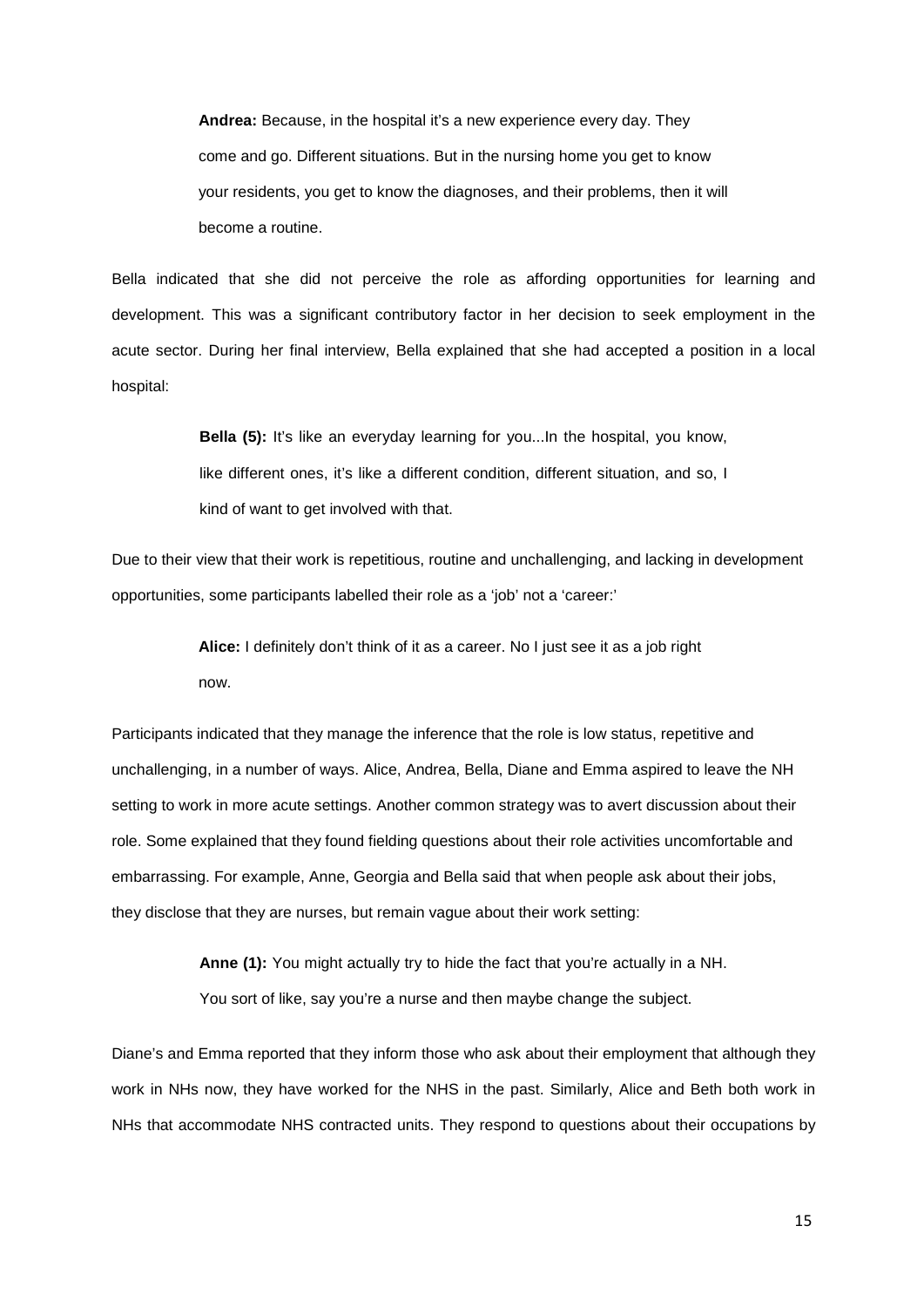> **Andrea:** Because, in the hospital it's a new experience every day. They come and go. Different situations. But in the nursing home you get to know your residents, you get to know the diagnoses, and their problems, then it will become a routine.

Bella indicated that she did not perceive the role as affording opportunities for learning and development. This was a significant contributory factor in her decision to seek employment in the acute sector. During her final interview, Bella explained that she had accepted a position in a local hospital:

> **Bella (5):** It's like an everyday learning for you...In the hospital, you know, like different ones, it's like a different condition, different situation, and so, I kind of want to get involved with that.

Due to their view that their work is repetitious, routine and unchallenging, and lacking in development opportunities, some participants labelled their role as a 'job' not a 'career:'

> **Alice:** I definitely don't think of it as a career. No I just see it as a job right now.

Participants indicated that they manage the inference that the role is low status, repetitive and unchallenging, in a number of ways. Alice, Andrea, Bella, Diane and Emma aspired to leave the NH setting to work in more acute settings. Another common strategy was to avert discussion about their role. Some explained that they found fielding questions about their role activities uncomfortable and embarrassing. For example, Anne, Georgia and Bella said that when people ask about their jobs, they disclose that they are nurses, but remain vague about their work setting:

> **Anne (1):** You might actually try to hide the fact that you're actually in a NH. You sort of like, say you're a nurse and then maybe change the subject.

Diane's and Emma reported that they inform those who ask about their employment that although they work in NHs now, they have worked for the NHS in the past. Similarly, Alice and Beth both work in NHs that accommodate NHS contracted units. They respond to questions about their occupations by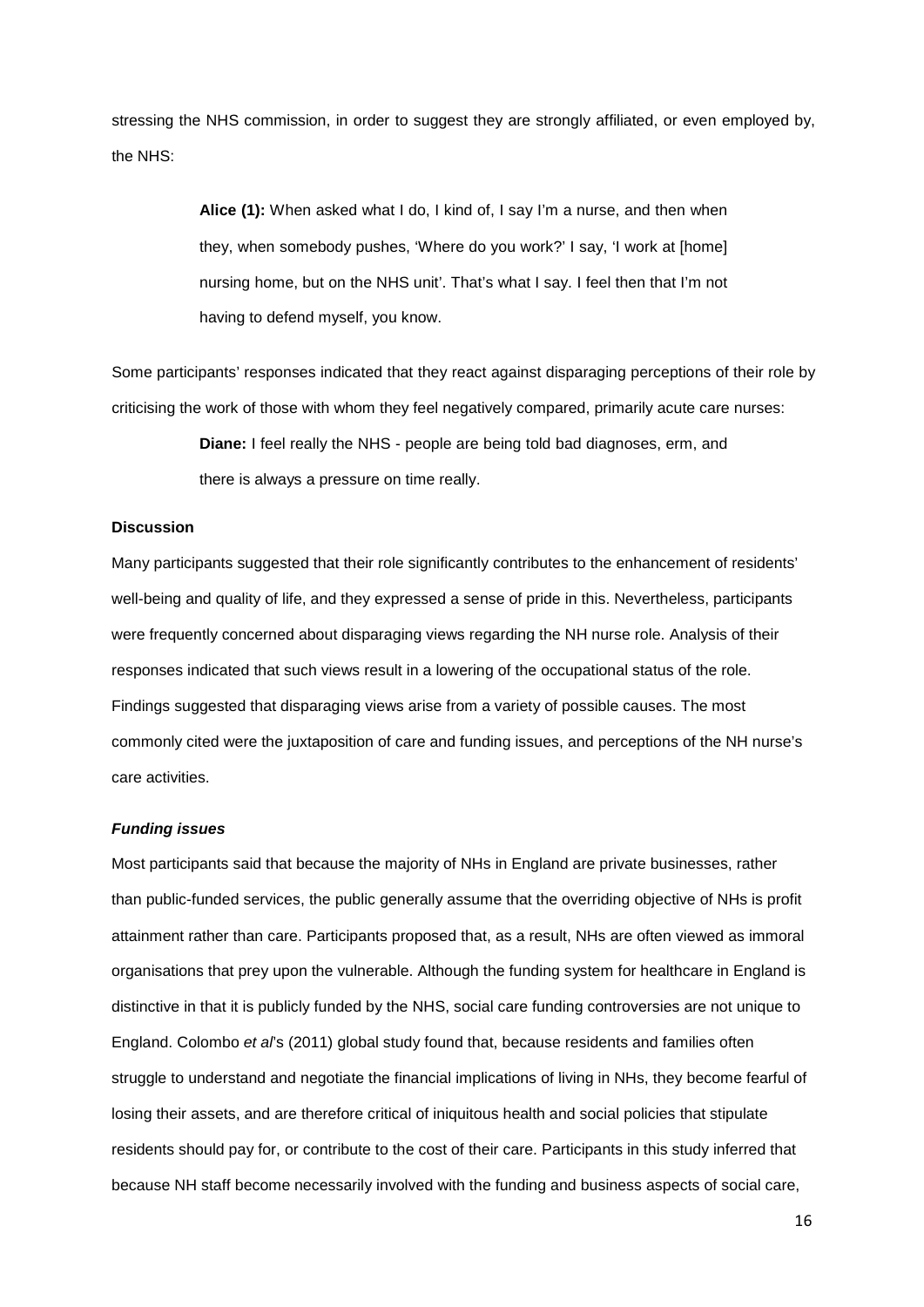stressing the NHS commission, in order to suggest they are strongly affiliated, or even employed by, the NHS:

> **Alice (1):** When asked what I do, I kind of, I say I'm a nurse, and then when they, when somebody pushes, 'Where do you work?' I say, 'I work at [home] nursing home, but on the NHS unit'. That's what I say. I feel then that I'm not having to defend myself, you know.

Some participants' responses indicated that they react against disparaging perceptions of their role by criticising the work of those with whom they feel negatively compared, primarily acute care nurses:

> **Diane:** I feel really the NHS - people are being told bad diagnoses, erm, and there is always a pressure on time really.

**Discussion**

Many participants suggested that their role significantly contributes to the enhancement of residents' well-being and quality of life, and they expressed a sense of pride in this. Nevertheless, participants were frequently concerned about disparaging views regarding the NH nurse role. Analysis of their responses indicated that such views result in a lowering of the occupational status of the role. Findings suggested that disparaging views arise from a variety of possible causes. The most commonly cited were the juxtaposition of care and funding issues, and perceptions of the NH nurse's care activities.

***Funding issues***

Most participants said that because the majority of NHs in England are private businesses, rather than public-funded services, the public generally assume that the overriding objective of NHs is profit attainment rather than care. Participants proposed that, as a result, NHs are often viewed as immoral organisations that prey upon the vulnerable. Although the funding system for healthcare in England is distinctive in that it is publicly funded by the NHS, social care funding controversies are not unique to England. Colombo *et al*'s (2011) global study found that, because residents and families often struggle to understand and negotiate the financial implications of living in NHs, they become fearful of losing their assets, and are therefore critical of iniquitous health and social policies that stipulate residents should pay for, or contribute to the cost of their care. Participants in this study inferred that because NH staff become necessarily involved with the funding and business aspects of social care,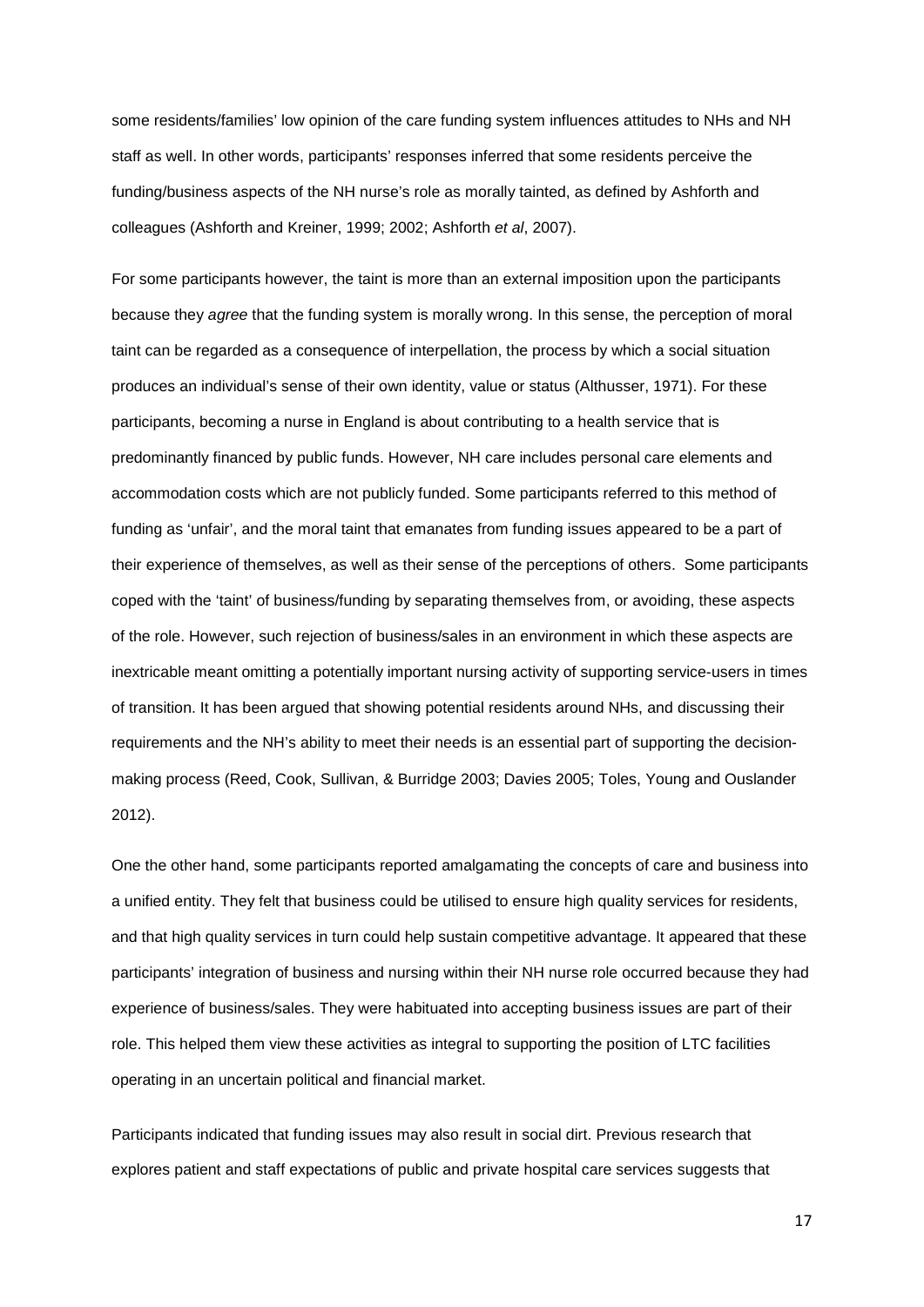some residents/families' low opinion of the care funding system influences attitudes to NHs and NH staff as well. In other words, participants' responses inferred that some residents perceive the funding/business aspects of the NH nurse's role as morally tainted, as defined by Ashforth and colleagues (Ashforth and Kreiner, 1999; 2002; Ashforth *et al*, 2007).

For some participants however, the taint is more than an external imposition upon the participants because they *agree* that the funding system is morally wrong. In this sense, the perception of moral taint can be regarded as a consequence of interpellation, the process by which a social situation produces an individual's sense of their own identity, value or status (Althusser, 1971). For these participants, becoming a nurse in England is about contributing to a health service that is predominantly financed by public funds. However, NH care includes personal care elements and accommodation costs which are not publicly funded. Some participants referred to this method of funding as 'unfair', and the moral taint that emanates from funding issues appeared to be a part of their experience of themselves, as well as their sense of the perceptions of others. Some participants coped with the 'taint' of business/funding by separating themselves from, or avoiding, these aspects of the role. However, such rejection of business/sales in an environment in which these aspects are inextricable meant omitting a potentially important nursing activity of supporting service-users in times of transition. It has been argued that showing potential residents around NHs, and discussing their requirements and the NH's ability to meet their needs is an essential part of supporting the decision-making process (Reed, Cook, Sullivan, & Burridge 2003; Davies 2005; Toles, Young and Ouslander 2012).

One the other hand, some participants reported amalgamating the concepts of care and business into a unified entity. They felt that business could be utilised to ensure high quality services for residents, and that high quality services in turn could help sustain competitive advantage. It appeared that these participants' integration of business and nursing within their NH nurse role occurred because they had experience of business/sales. They were habituated into accepting business issues are part of their role. This helped them view these activities as integral to supporting the position of LTC facilities operating in an uncertain political and financial market.

Participants indicated that funding issues may also result in social dirt. Previous research that explores patient and staff expectations of public and private hospital care services suggests that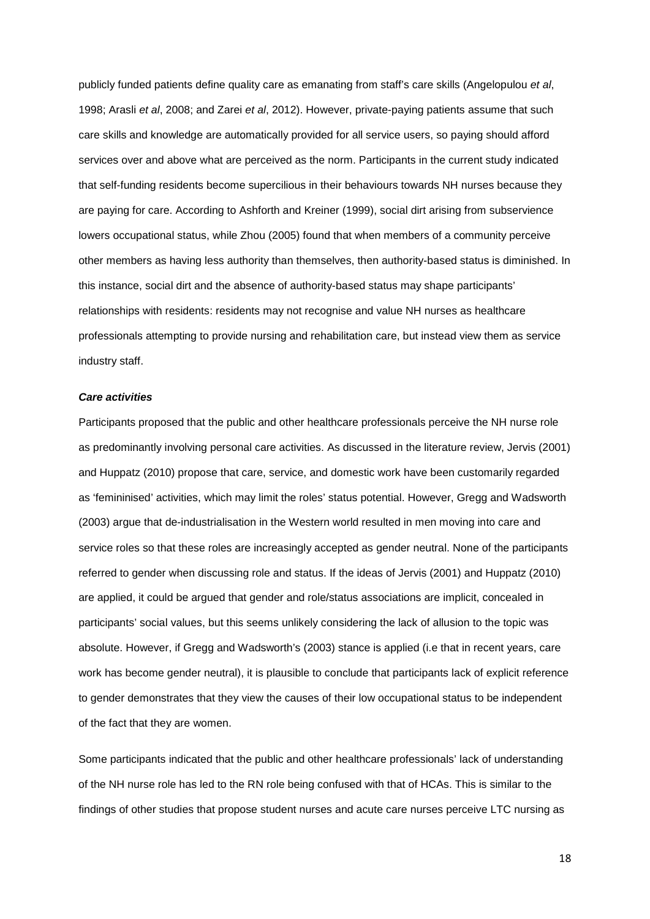publicly funded patients define quality care as emanating from staff's care skills (Angelopulou *et al*, 1998; Arasli *et al*, 2008; and Zarei *et al*, 2012). However, private-paying patients assume that such care skills and knowledge are automatically provided for all service users, so paying should afford services over and above what are perceived as the norm. Participants in the current study indicated that self-funding residents become supercilious in their behaviours towards NH nurses because they are paying for care. According to Ashforth and Kreiner (1999), social dirt arising from subservience lowers occupational status, while Zhou (2005) found that when members of a community perceive other members as having less authority than themselves, then authority-based status is diminished. In this instance, social dirt and the absence of authority-based status may shape participants' relationships with residents: residents may not recognise and value NH nurses as healthcare professionals attempting to provide nursing and rehabilitation care, but instead view them as service industry staff.

***Care activities***

Participants proposed that the public and other healthcare professionals perceive the NH nurse role as predominantly involving personal care activities. As discussed in the literature review, Jervis (2001) and Huppatz (2010) propose that care, service, and domestic work have been customarily regarded as 'femininised' activities, which may limit the roles' status potential. However, Gregg and Wadsworth (2003) argue that de-industrialisation in the Western world resulted in men moving into care and service roles so that these roles are increasingly accepted as gender neutral. None of the participants referred to gender when discussing role and status. If the ideas of Jervis (2001) and Huppatz (2010) are applied, it could be argued that gender and role/status associations are implicit, concealed in participants' social values, but this seems unlikely considering the lack of allusion to the topic was absolute. However, if Gregg and Wadsworth's (2003) stance is applied (i.e that in recent years, care work has become gender neutral), it is plausible to conclude that participants lack of explicit reference to gender demonstrates that they view the causes of their low occupational status to be independent of the fact that they are women.

Some participants indicated that the public and other healthcare professionals' lack of understanding of the NH nurse role has led to the RN role being confused with that of HCAs. This is similar to the findings of other studies that propose student nurses and acute care nurses perceive LTC nursing as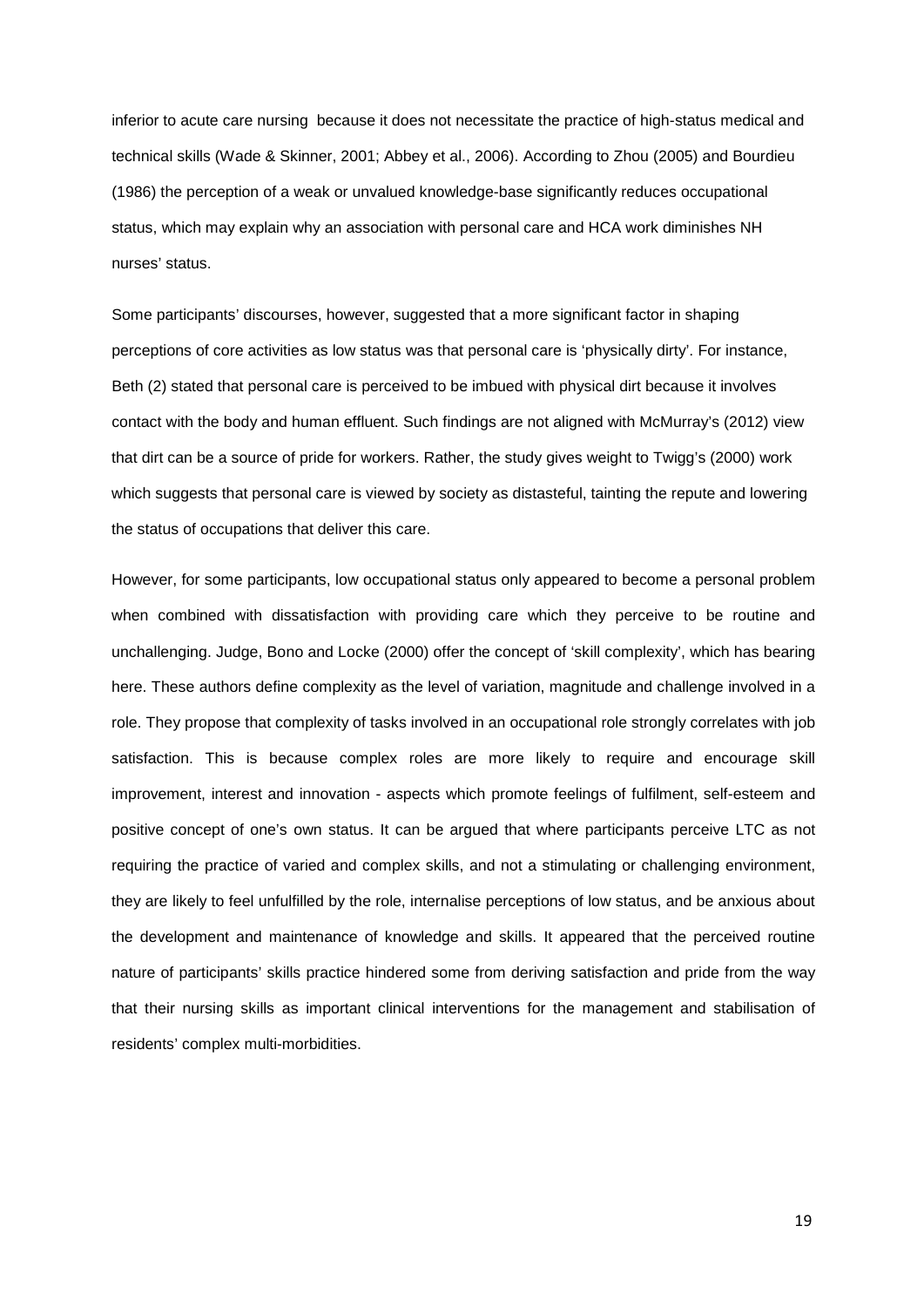inferior to acute care nursing because it does not necessitate the practice of high-status medical and technical skills (Wade & Skinner, 2001; Abbey et al., 2006). According to Zhou (2005) and Bourdieu (1986) the perception of a weak or unvalued knowledge-base significantly reduces occupational status, which may explain why an association with personal care and HCA work diminishes NH nurses' status.

Some participants' discourses, however, suggested that a more significant factor in shaping perceptions of core activities as low status was that personal care is 'physically dirty'. For instance, Beth (2) stated that personal care is perceived to be imbued with physical dirt because it involves contact with the body and human effluent. Such findings are not aligned with McMurray's (2012) view that dirt can be a source of pride for workers. Rather, the study gives weight to Twigg's (2000) work which suggests that personal care is viewed by society as distasteful, tainting the repute and lowering the status of occupations that deliver this care.

However, for some participants, low occupational status only appeared to become a personal problem when combined with dissatisfaction with providing care which they perceive to be routine and unchallenging. Judge, Bono and Locke (2000) offer the concept of 'skill complexity', which has bearing here. These authors define complexity as the level of variation, magnitude and challenge involved in a role. They propose that complexity of tasks involved in an occupational role strongly correlates with job satisfaction. This is because complex roles are more likely to require and encourage skill improvement, interest and innovation - aspects which promote feelings of fulfilment, self-esteem and positive concept of one's own status. It can be argued that where participants perceive LTC as not requiring the practice of varied and complex skills, and not a stimulating or challenging environment, they are likely to feel unfulfilled by the role, internalise perceptions of low status, and be anxious about the development and maintenance of knowledge and skills. It appeared that the perceived routine nature of participants' skills practice hindered some from deriving satisfaction and pride from the way that their nursing skills as important clinical interventions for the management and stabilisation of residents' complex multi-morbidities.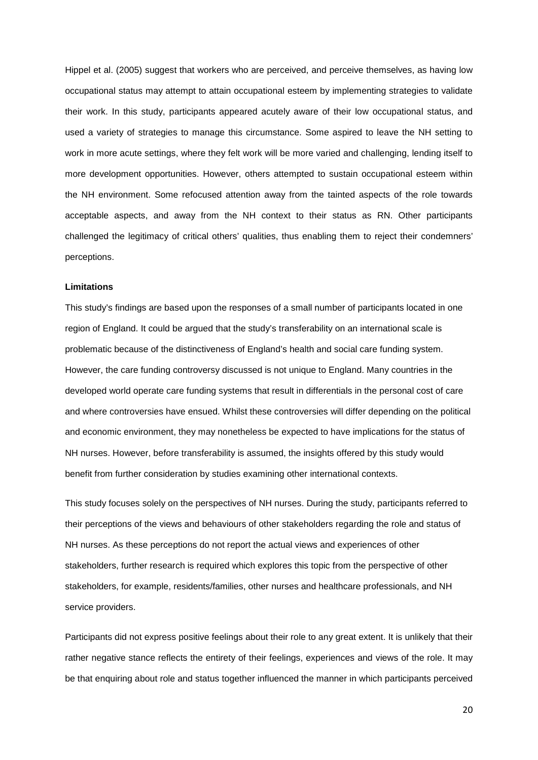Hippel et al. (2005) suggest that workers who are perceived, and perceive themselves, as having low occupational status may attempt to attain occupational esteem by implementing strategies to validate their work. In this study, participants appeared acutely aware of their low occupational status, and used a variety of strategies to manage this circumstance. Some aspired to leave the NH setting to work in more acute settings, where they felt work will be more varied and challenging, lending itself to more development opportunities. However, others attempted to sustain occupational esteem within the NH environment. Some refocused attention away from the tainted aspects of the role towards acceptable aspects, and away from the NH context to their status as RN. Other participants challenged the legitimacy of critical others' qualities, thus enabling them to reject their condemners' perceptions.

**Limitations**

This study's findings are based upon the responses of a small number of participants located in one region of England. It could be argued that the study's transferability on an international scale is problematic because of the distinctiveness of England's health and social care funding system. However, the care funding controversy discussed is not unique to England. Many countries in the developed world operate care funding systems that result in differentials in the personal cost of care and where controversies have ensued. Whilst these controversies will differ depending on the political and economic environment, they may nonetheless be expected to have implications for the status of NH nurses. However, before transferability is assumed, the insights offered by this study would benefit from further consideration by studies examining other international contexts.

This study focuses solely on the perspectives of NH nurses. During the study, participants referred to their perceptions of the views and behaviours of other stakeholders regarding the role and status of NH nurses. As these perceptions do not report the actual views and experiences of other stakeholders, further research is required which explores this topic from the perspective of other stakeholders, for example, residents/families, other nurses and healthcare professionals, and NH service providers.

Participants did not express positive feelings about their role to any great extent. It is unlikely that their rather negative stance reflects the entirety of their feelings, experiences and views of the role. It may be that enquiring about role and status together influenced the manner in which participants perceived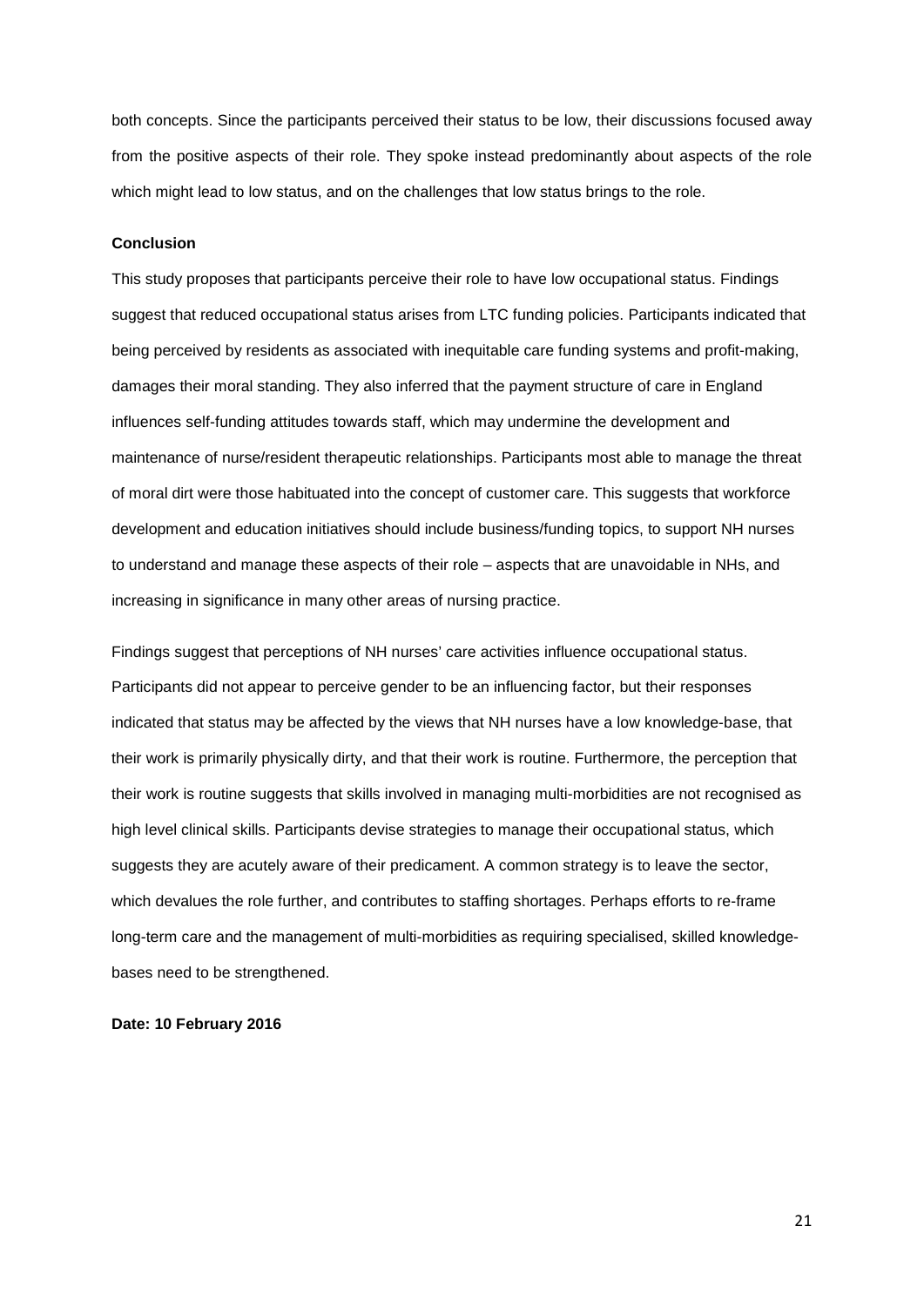both concepts. Since the participants perceived their status to be low, their discussions focused away from the positive aspects of their role. They spoke instead predominantly about aspects of the role which might lead to low status, and on the challenges that low status brings to the role.

**Conclusion**

This study proposes that participants perceive their role to have low occupational status. Findings suggest that reduced occupational status arises from LTC funding policies. Participants indicated that being perceived by residents as associated with inequitable care funding systems and profit-making, damages their moral standing. They also inferred that the payment structure of care in England influences self-funding attitudes towards staff, which may undermine the development and maintenance of nurse/resident therapeutic relationships. Participants most able to manage the threat of moral dirt were those habituated into the concept of customer care. This suggests that workforce development and education initiatives should include business/funding topics, to support NH nurses to understand and manage these aspects of their role – aspects that are unavoidable in NHs, and increasing in significance in many other areas of nursing practice.

Findings suggest that perceptions of NH nurses' care activities influence occupational status. Participants did not appear to perceive gender to be an influencing factor, but their responses indicated that status may be affected by the views that NH nurses have a low knowledge-base, that their work is primarily physically dirty, and that their work is routine. Furthermore, the perception that their work is routine suggests that skills involved in managing multi-morbidities are not recognised as high level clinical skills. Participants devise strategies to manage their occupational status, which suggests they are acutely aware of their predicament. A common strategy is to leave the sector, which devalues the role further, and contributes to staffing shortages. Perhaps efforts to re-frame long-term care and the management of multi-morbidities as requiring specialised, skilled knowledge-bases need to be strengthened.

**Date: 10 February 2016**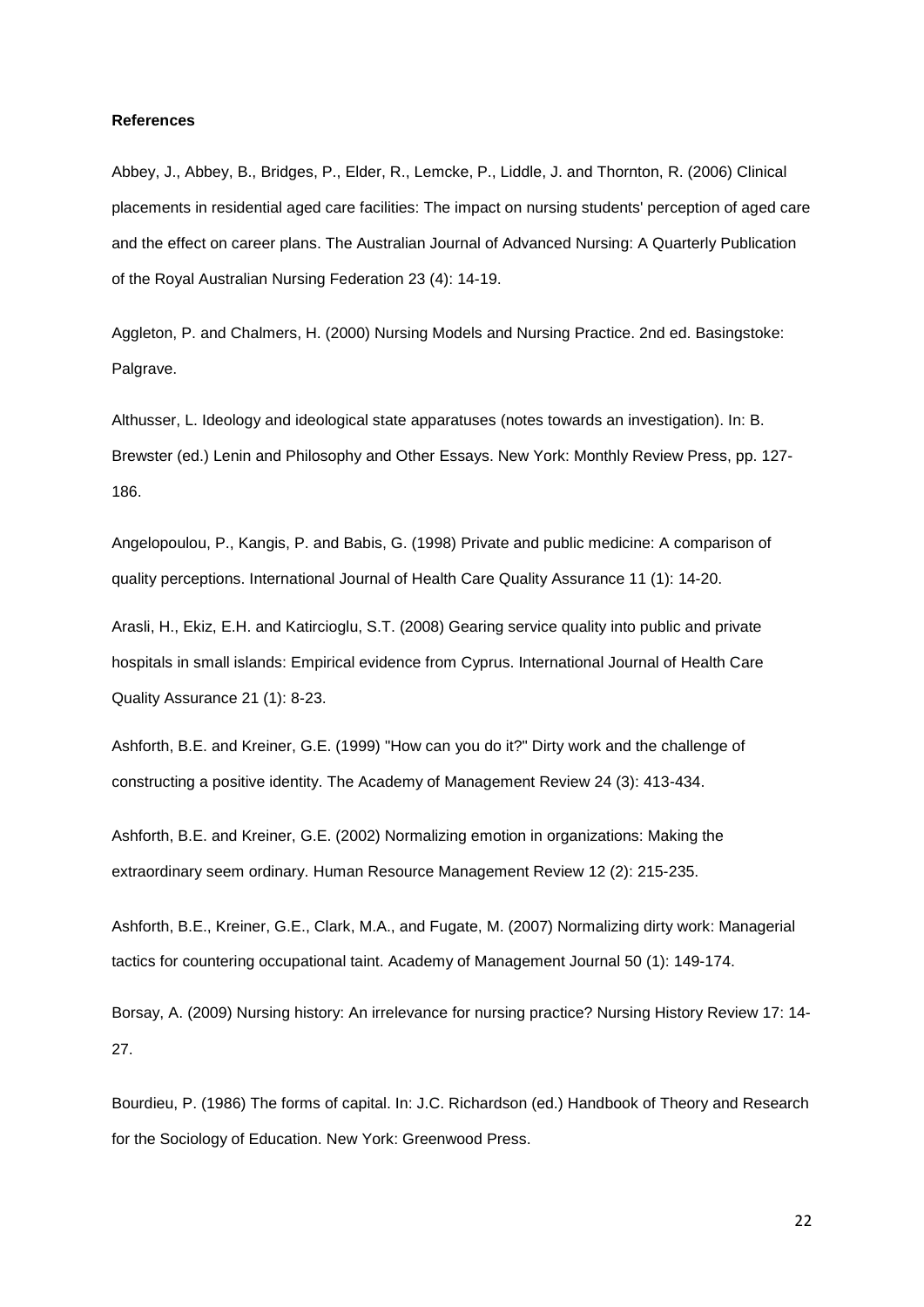**References**

Abbey, J., Abbey, B., Bridges, P., Elder, R., Lemcke, P., Liddle, J. and Thornton, R. (2006) Clinical placements in residential aged care facilities: The impact on nursing students' perception of aged care and the effect on career plans. The Australian Journal of Advanced Nursing: A Quarterly Publication of the Royal Australian Nursing Federation 23 (4): 14-19.

Aggleton, P. and Chalmers, H. (2000) Nursing Models and Nursing Practice. 2nd ed. Basingstoke: Palgrave.

Althusser, L. Ideology and ideological state apparatuses (notes towards an investigation). In: B. Brewster (ed.) Lenin and Philosophy and Other Essays. New York: Monthly Review Press, pp. 127-186.

Angelopoulou, P., Kangis, P. and Babis, G. (1998) Private and public medicine: A comparison of quality perceptions. International Journal of Health Care Quality Assurance 11 (1): 14-20.

Arasli, H., Ekiz, E.H. and Katircioglu, S.T. (2008) Gearing service quality into public and private hospitals in small islands: Empirical evidence from Cyprus. International Journal of Health Care Quality Assurance 21 (1): 8-23.

Ashforth, B.E. and Kreiner, G.E. (1999) "How can you do it?" Dirty work and the challenge of constructing a positive identity. The Academy of Management Review 24 (3): 413-434.

Ashforth, B.E. and Kreiner, G.E. (2002) Normalizing emotion in organizations: Making the extraordinary seem ordinary. Human Resource Management Review 12 (2): 215-235.

Ashforth, B.E., Kreiner, G.E., Clark, M.A., and Fugate, M. (2007) Normalizing dirty work: Managerial tactics for countering occupational taint. Academy of Management Journal 50 (1): 149-174.

Borsay, A. (2009) Nursing history: An irrelevance for nursing practice? Nursing History Review 17: 14-27.

Bourdieu, P. (1986) The forms of capital. In: J.C. Richardson (ed.) Handbook of Theory and Research for the Sociology of Education. New York: Greenwood Press.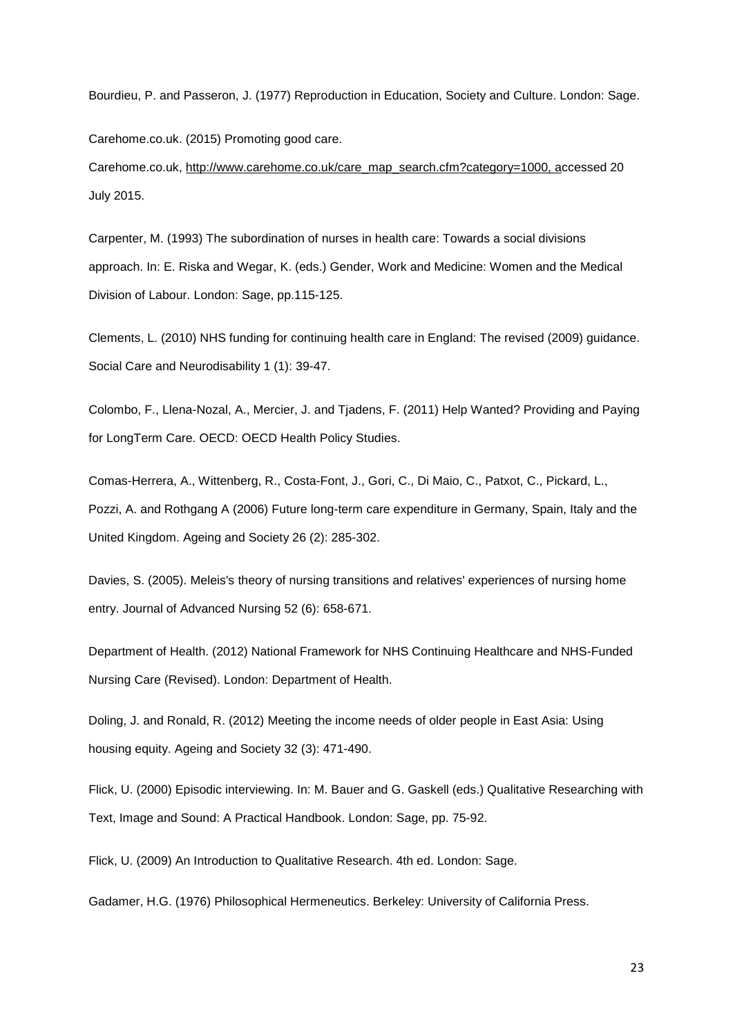Bourdieu, P. and Passeron, J. (1977) Reproduction in Education, Society and Culture. London: Sage.

Carehome.co.uk. (2015) Promoting good care.
Carehome.co.uk, http://www.carehome.co.uk/care_map_search.cfm?category=1000, accessed 20 July 2015.

Carpenter, M. (1993) The subordination of nurses in health care: Towards a social divisions approach. In: E. Riska and Wegar, K. (eds.) Gender, Work and Medicine: Women and the Medical Division of Labour. London: Sage, pp.115-125.

Clements, L. (2010) NHS funding for continuing health care in England: The revised (2009) guidance. Social Care and Neurodisability 1 (1): 39-47.

Colombo, F., Llena-Nozal, A., Mercier, J. and Tjadens, F. (2011) Help Wanted? Providing and Paying for LongTerm Care. OECD: OECD Health Policy Studies.

Comas-Herrera, A., Wittenberg, R., Costa-Font, J., Gori, C., Di Maio, C., Patxot, C., Pickard, L., Pozzi, A. and Rothgang A (2006) Future long-term care expenditure in Germany, Spain, Italy and the United Kingdom. Ageing and Society 26 (2): 285-302.

Davies, S. (2005). Meleis's theory of nursing transitions and relatives' experiences of nursing home entry. Journal of Advanced Nursing 52 (6): 658-671.

Department of Health. (2012) National Framework for NHS Continuing Healthcare and NHS-Funded Nursing Care (Revised). London: Department of Health.

Doling, J. and Ronald, R. (2012) Meeting the income needs of older people in East Asia: Using housing equity. Ageing and Society 32 (3): 471-490.

Flick, U. (2000) Episodic interviewing. In: M. Bauer and G. Gaskell (eds.) Qualitative Researching with Text, Image and Sound: A Practical Handbook. London: Sage, pp. 75-92.

Flick, U. (2009) An Introduction to Qualitative Research. 4th ed. London: Sage.

Gadamer, H.G. (1976) Philosophical Hermeneutics. Berkeley: University of California Press.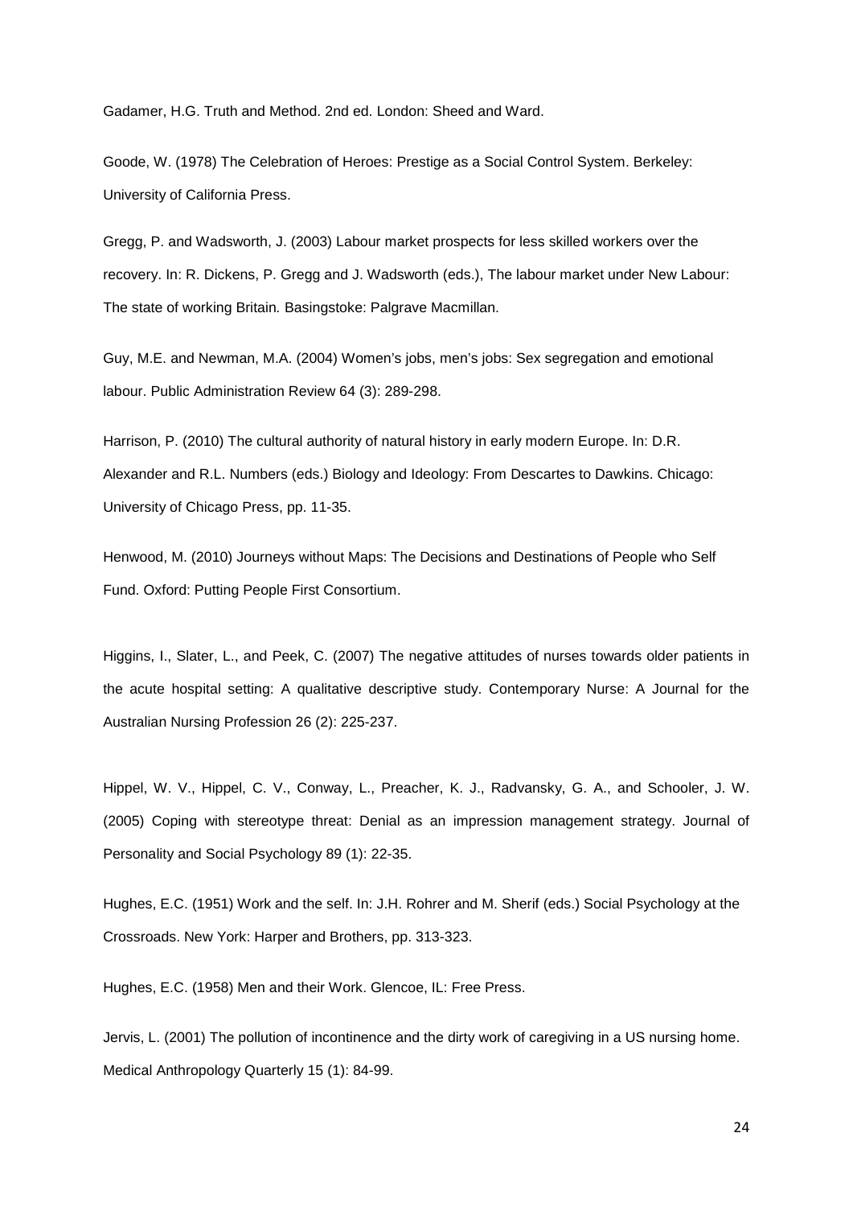Gadamer, H.G. Truth and Method. 2nd ed. London: Sheed and Ward.

Goode, W. (1978) The Celebration of Heroes: Prestige as a Social Control System. Berkeley: University of California Press.

Gregg, P. and Wadsworth, J. (2003) Labour market prospects for less skilled workers over the recovery. In: R. Dickens, P. Gregg and J. Wadsworth (eds.), The labour market under New Labour: The state of working Britain. Basingstoke: Palgrave Macmillan.

Guy, M.E. and Newman, M.A. (2004) Women's jobs, men's jobs: Sex segregation and emotional labour. Public Administration Review 64 (3): 289-298.

Harrison, P. (2010) The cultural authority of natural history in early modern Europe. In: D.R. Alexander and R.L. Numbers (eds.) Biology and Ideology: From Descartes to Dawkins. Chicago: University of Chicago Press, pp. 11-35.

Henwood, M. (2010) Journeys without Maps: The Decisions and Destinations of People who Self Fund. Oxford: Putting People First Consortium.

Higgins, I., Slater, L., and Peek, C. (2007) The negative attitudes of nurses towards older patients in the acute hospital setting: A qualitative descriptive study. Contemporary Nurse: A Journal for the Australian Nursing Profession 26 (2): 225-237.

Hippel, W. V., Hippel, C. V., Conway, L., Preacher, K. J., Radvansky, G. A., and Schooler, J. W. (2005) Coping with stereotype threat: Denial as an impression management strategy. Journal of Personality and Social Psychology 89 (1): 22-35.

Hughes, E.C. (1951) Work and the self. In: J.H. Rohrer and M. Sherif (eds.) Social Psychology at the Crossroads. New York: Harper and Brothers, pp. 313-323.

Hughes, E.C. (1958) Men and their Work. Glencoe, IL: Free Press.

Jervis, L. (2001) The pollution of incontinence and the dirty work of caregiving in a US nursing home. Medical Anthropology Quarterly 15 (1): 84-99.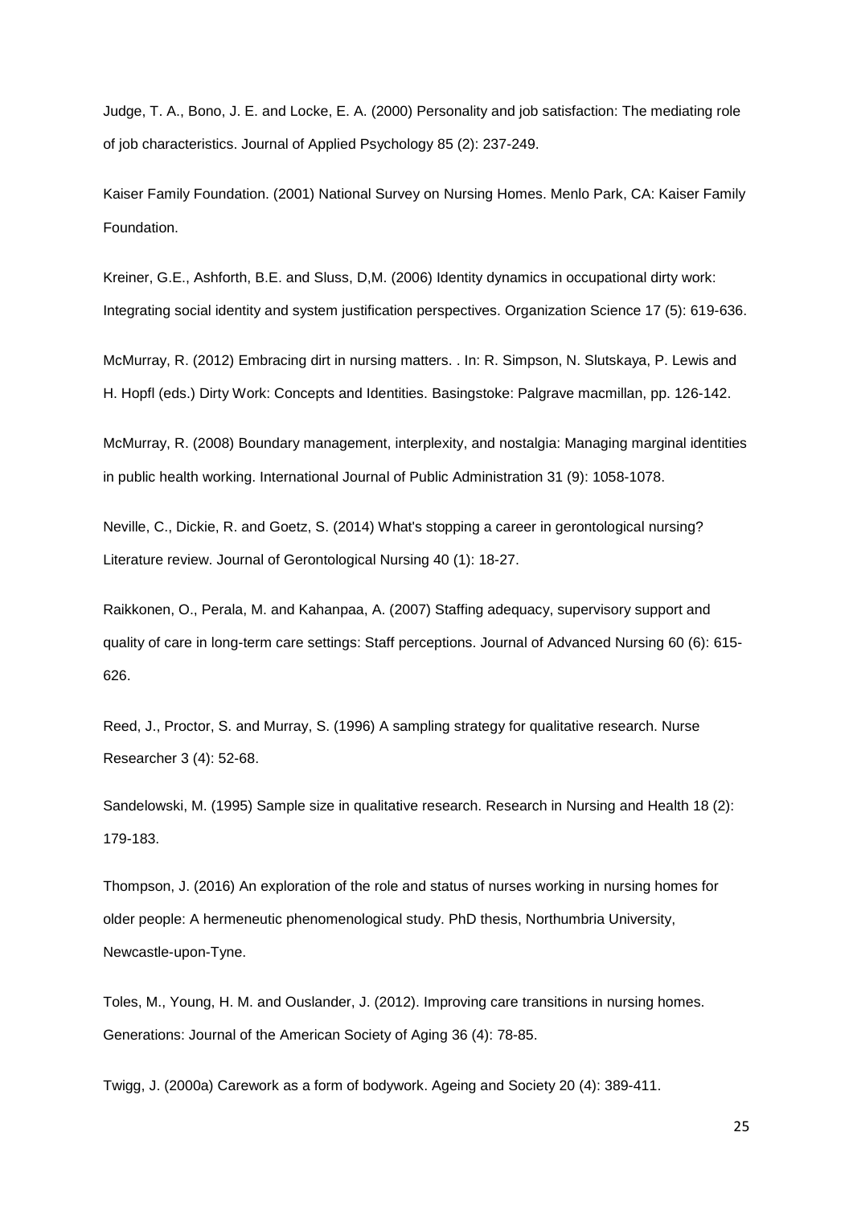Judge, T. A., Bono, J. E. and Locke, E. A. (2000) Personality and job satisfaction: The mediating role of job characteristics. Journal of Applied Psychology 85 (2): 237-249.

Kaiser Family Foundation. (2001) National Survey on Nursing Homes. Menlo Park, CA: Kaiser Family Foundation.

Kreiner, G.E., Ashforth, B.E. and Sluss, D,M. (2006) Identity dynamics in occupational dirty work: Integrating social identity and system justification perspectives. Organization Science 17 (5): 619-636.

McMurray, R. (2012) Embracing dirt in nursing matters. . In: R. Simpson, N. Slutskaya, P. Lewis and H. Hopfl (eds.) Dirty Work: Concepts and Identities. Basingstoke: Palgrave macmillan, pp. 126-142.

McMurray, R. (2008) Boundary management, interplexity, and nostalgia: Managing marginal identities in public health working. International Journal of Public Administration 31 (9): 1058-1078.

Neville, C., Dickie, R. and Goetz, S. (2014) What's stopping a career in gerontological nursing? Literature review. Journal of Gerontological Nursing 40 (1): 18-27.

Raikkonen, O., Perala, M. and Kahanpaa, A. (2007) Staffing adequacy, supervisory support and quality of care in long-term care settings: Staff perceptions. Journal of Advanced Nursing 60 (6): 615-626.

Reed, J., Proctor, S. and Murray, S. (1996) A sampling strategy for qualitative research. Nurse Researcher 3 (4): 52-68.

Sandelowski, M. (1995) Sample size in qualitative research. Research in Nursing and Health 18 (2): 179-183.

Thompson, J. (2016) An exploration of the role and status of nurses working in nursing homes for older people: A hermeneutic phenomenological study. PhD thesis, Northumbria University, Newcastle-upon-Tyne.

Toles, M., Young, H. M. and Ouslander, J. (2012). Improving care transitions in nursing homes. Generations: Journal of the American Society of Aging 36 (4): 78-85.

Twigg, J. (2000a) Carework as a form of bodywork. Ageing and Society 20 (4): 389-411.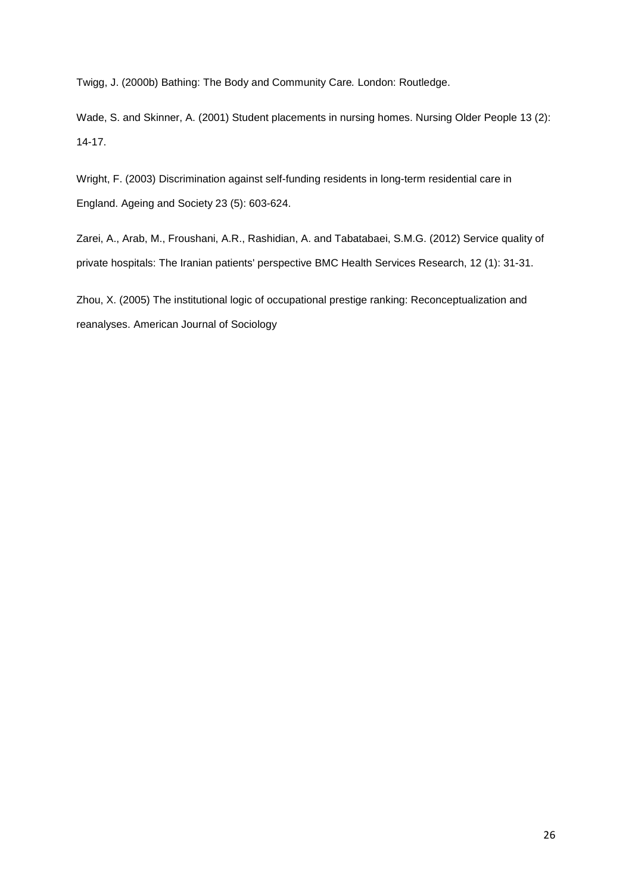Twigg, J. (2000b) Bathing: The Body and Community Care. London: Routledge.

Wade, S. and Skinner, A. (2001) Student placements in nursing homes. Nursing Older People 13 (2): 14-17.

Wright, F. (2003) Discrimination against self-funding residents in long-term residential care in England. Ageing and Society 23 (5): 603-624.

Zarei, A., Arab, M., Froushani, A.R., Rashidian, A. and Tabatabaei, S.M.G. (2012) Service quality of private hospitals: The Iranian patients' perspective BMC Health Services Research, 12 (1): 31-31.

Zhou, X. (2005) The institutional logic of occupational prestige ranking: Reconceptualization and reanalyses. American Journal of Sociology